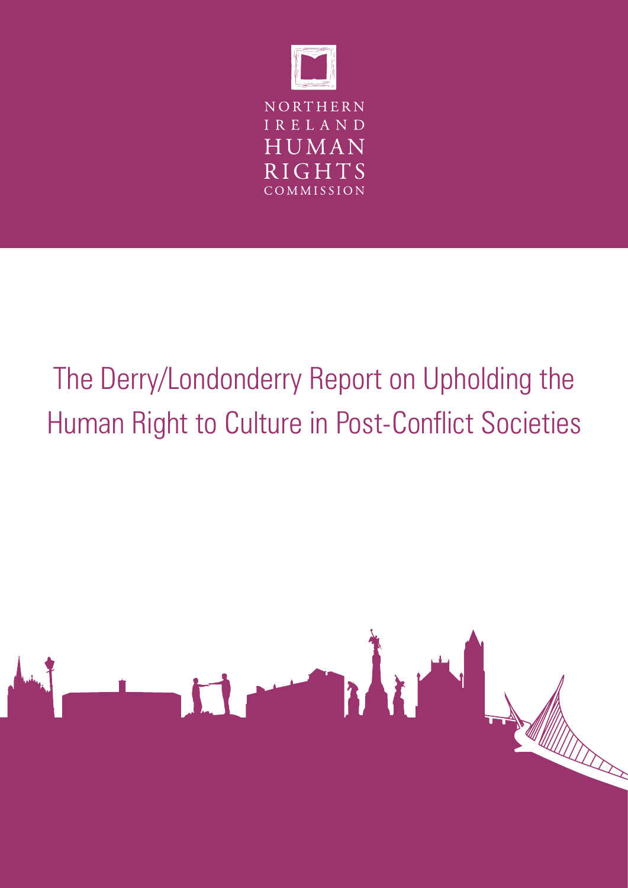NORTHERN IRELAND HUMAN RIGHTS COMMISSION

# The Derry/Londonderry Report on Upholding the Human Right to Culture in Post-Conflict Societies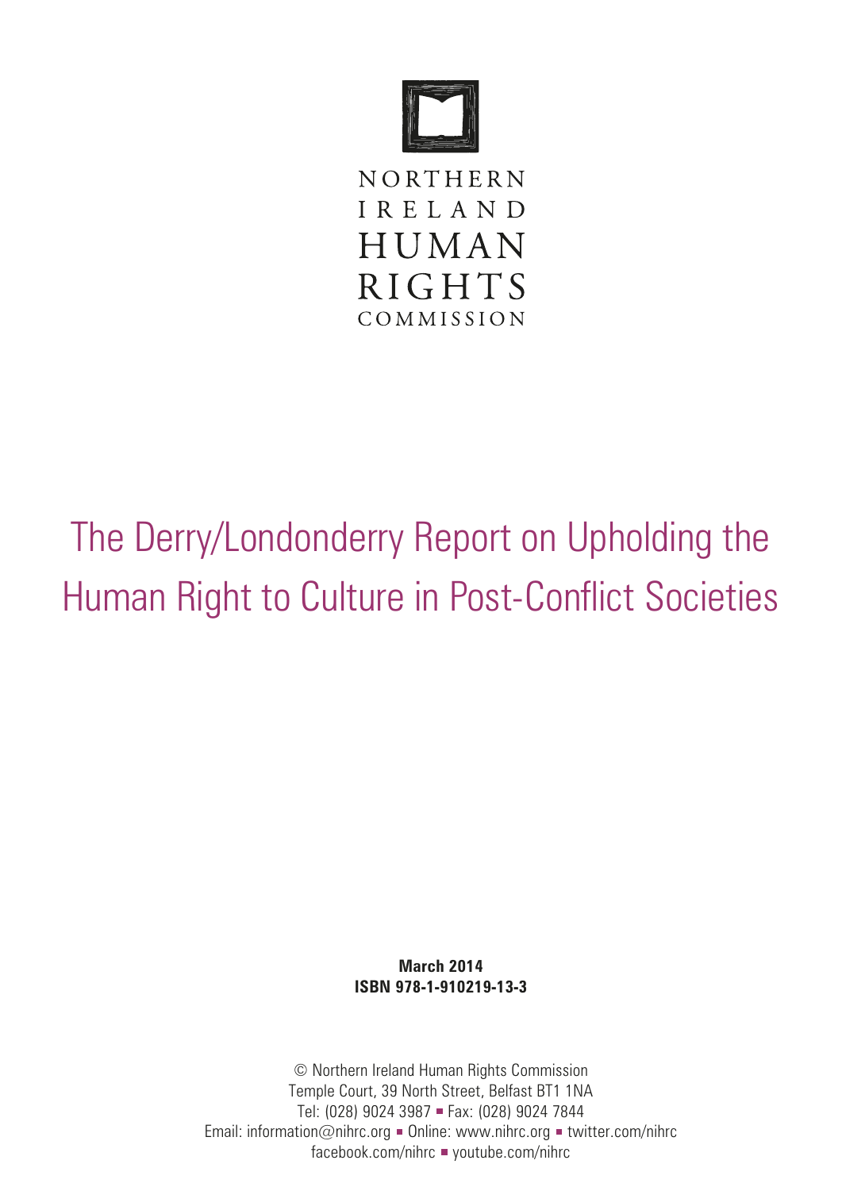NORTHERN IRELAND HUMAN RIGHTS COMMISSION

# The Derry/Londonderry Report on Upholding the Human Right to Culture in Post-Conflict Societies

**March 2014**
**ISBN 978-1-910219-13-3**

© Northern Ireland Human Rights Commission
Temple Court, 39 North Street, Belfast BT1 1NA
Tel: (028) 9024 3987 ▪ Fax: (028) 9024 7844
Email: information@nihrc.org ▪ Online: www.nihrc.org ▪ twitter.com/nihrc
facebook.com/nihrc ▪ youtube.com/nihrc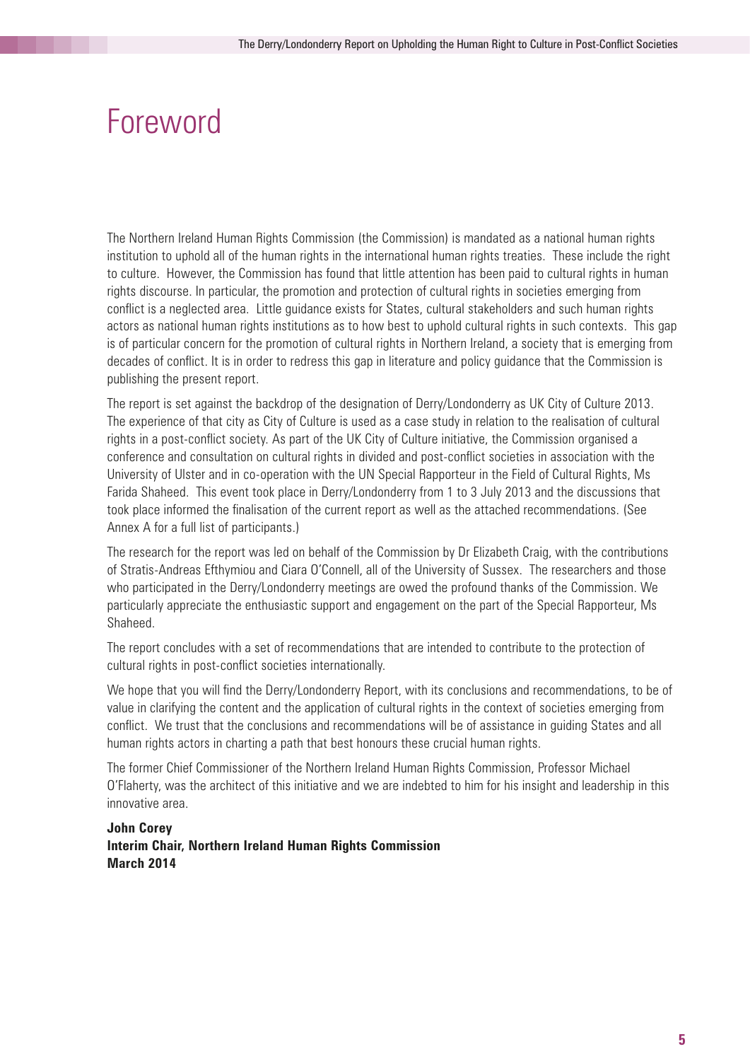# Foreword

The Northern Ireland Human Rights Commission (the Commission) is mandated as a national human rights institution to uphold all of the human rights in the international human rights treaties. These include the right to culture. However, the Commission has found that little attention has been paid to cultural rights in human rights discourse. In particular, the promotion and protection of cultural rights in societies emerging from conflict is a neglected area. Little guidance exists for States, cultural stakeholders and such human rights actors as national human rights institutions as to how best to uphold cultural rights in such contexts. This gap is of particular concern for the promotion of cultural rights in Northern Ireland, a society that is emerging from decades of conflict. It is in order to redress this gap in literature and policy guidance that the Commission is publishing the present report.

The report is set against the backdrop of the designation of Derry/Londonderry as UK City of Culture 2013. The experience of that city as City of Culture is used as a case study in relation to the realisation of cultural rights in a post-conflict society. As part of the UK City of Culture initiative, the Commission organised a conference and consultation on cultural rights in divided and post-conflict societies in association with the University of Ulster and in co-operation with the UN Special Rapporteur in the Field of Cultural Rights, Ms Farida Shaheed. This event took place in Derry/Londonderry from 1 to 3 July 2013 and the discussions that took place informed the finalisation of the current report as well as the attached recommendations. (See Annex A for a full list of participants.)

The research for the report was led on behalf of the Commission by Dr Elizabeth Craig, with the contributions of Stratis-Andreas Efthymiou and Ciara O'Connell, all of the University of Sussex. The researchers and those who participated in the Derry/Londonderry meetings are owed the profound thanks of the Commission. We particularly appreciate the enthusiastic support and engagement on the part of the Special Rapporteur, Ms Shaheed.

The report concludes with a set of recommendations that are intended to contribute to the protection of cultural rights in post-conflict societies internationally.

We hope that you will find the Derry/Londonderry Report, with its conclusions and recommendations, to be of value in clarifying the content and the application of cultural rights in the context of societies emerging from conflict. We trust that the conclusions and recommendations will be of assistance in guiding States and all human rights actors in charting a path that best honours these crucial human rights.

The former Chief Commissioner of the Northern Ireland Human Rights Commission, Professor Michael O'Flaherty, was the architect of this initiative and we are indebted to him for his insight and leadership in this innovative area.

**John Corey**
**Interim Chair, Northern Ireland Human Rights Commission**
**March 2014**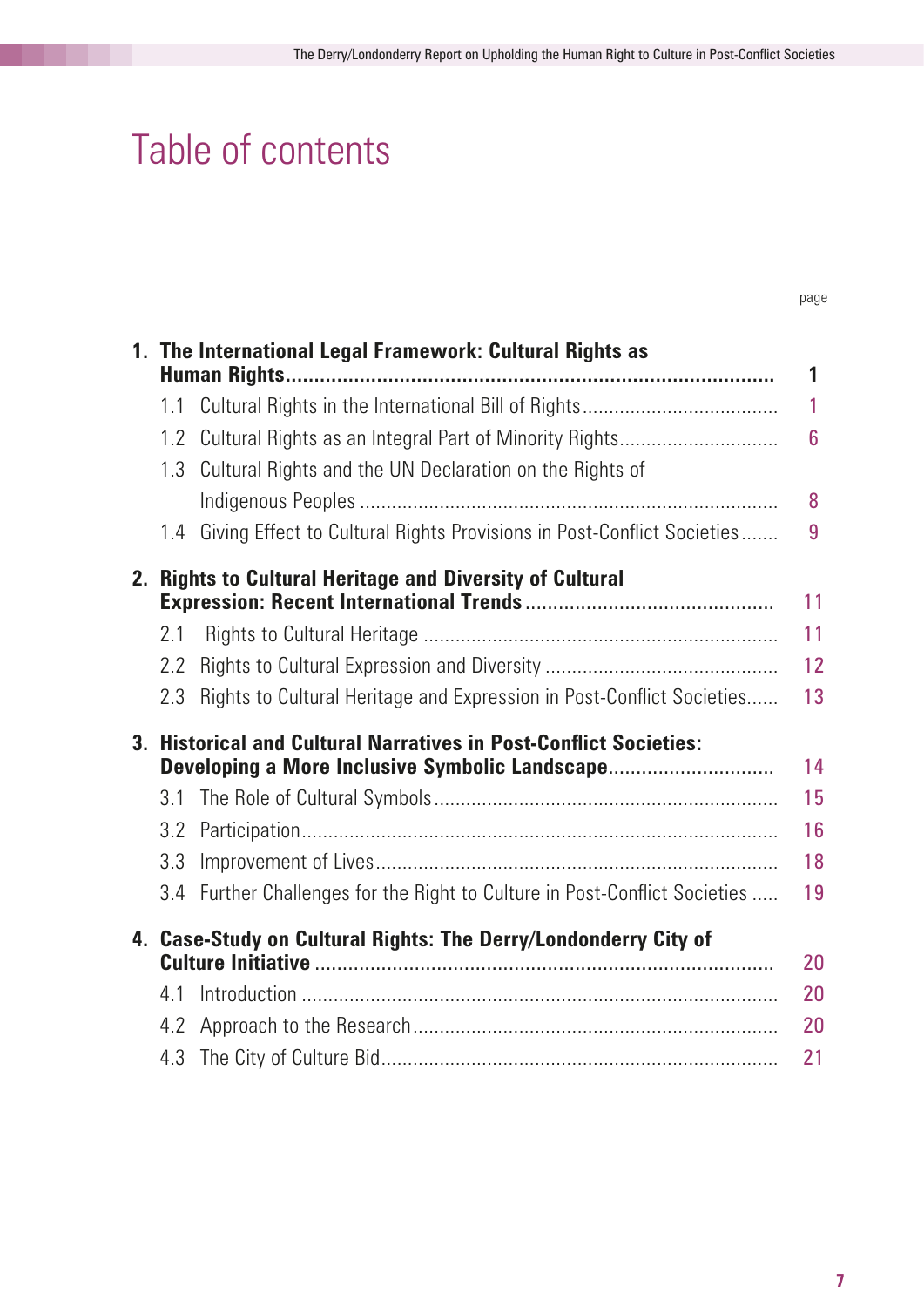# Table of contents

| | page |
|---|---|
| **1. The International Legal Framework: Cultural Rights as Human Rights** | **1** |
| 1.1 Cultural Rights in the International Bill of Rights | 1 |
| 1.2 Cultural Rights as an Integral Part of Minority Rights | 6 |
| 1.3 Cultural Rights and the UN Declaration on the Rights of Indigenous Peoples | 8 |
| 1.4 Giving Effect to Cultural Rights Provisions in Post-Conflict Societies | 9 |
| **2. Rights to Cultural Heritage and Diversity of Cultural Expression: Recent International Trends** | 11 |
| 2.1 Rights to Cultural Heritage | 11 |
| 2.2 Rights to Cultural Expression and Diversity | 12 |
| 2.3 Rights to Cultural Heritage and Expression in Post-Conflict Societies | 13 |
| **3. Historical and Cultural Narratives in Post-Conflict Societies: Developing a More Inclusive Symbolic Landscape** | 14 |
| 3.1 The Role of Cultural Symbols | 15 |
| 3.2 Participation | 16 |
| 3.3 Improvement of Lives | 18 |
| 3.4 Further Challenges for the Right to Culture in Post-Conflict Societies | 19 |
| **4. Case-Study on Cultural Rights: The Derry/Londonderry City of Culture Initiative** | 20 |
| 4.1 Introduction | 20 |
| 4.2 Approach to the Research | 20 |
| 4.3 The City of Culture Bid | 21 |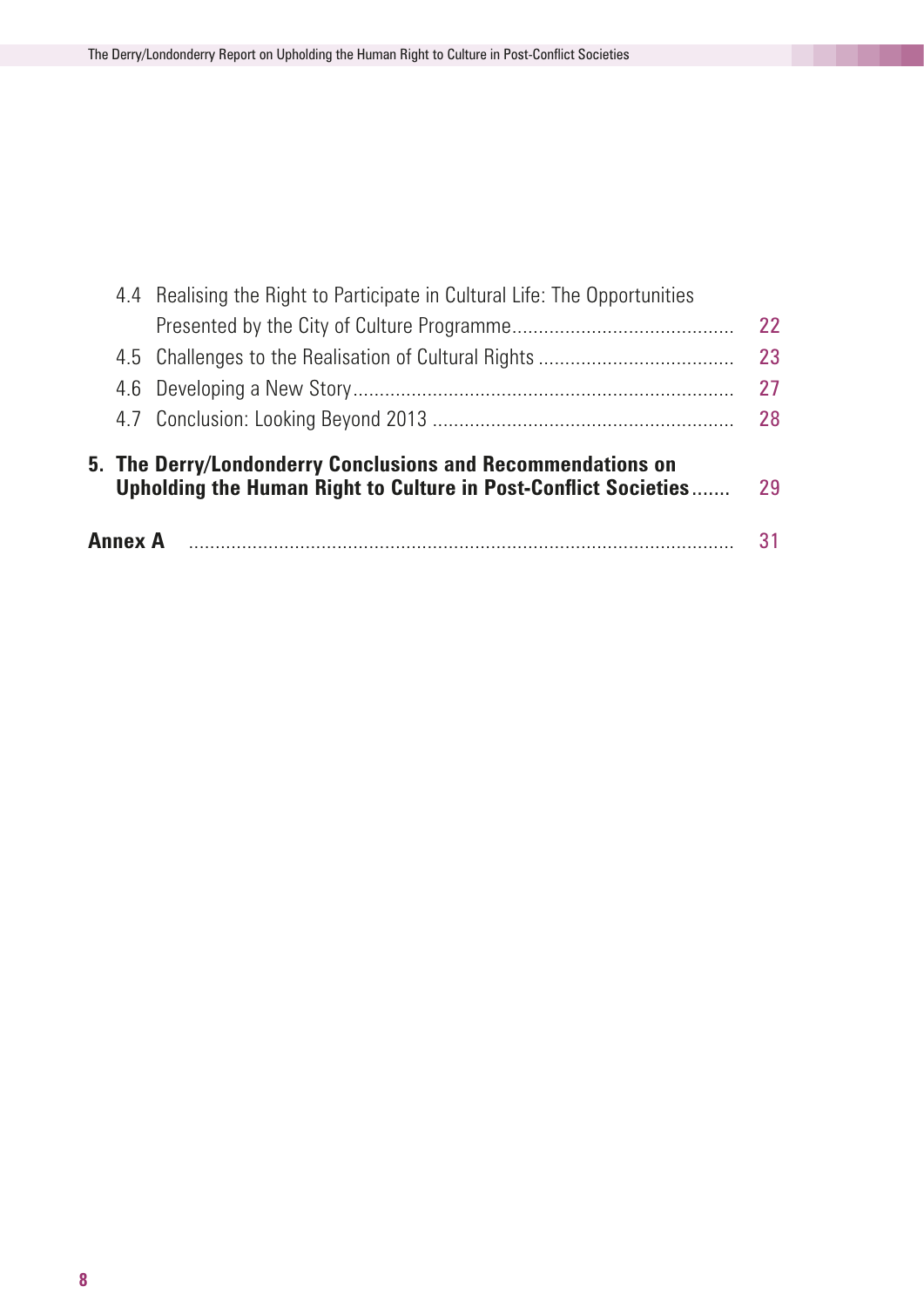4.4 Realising the Right to Participate in Cultural Life: The Opportunities Presented by the City of Culture Programme .......... 22

4.5 Challenges to the Realisation of Cultural Rights .......... 23

4.6 Developing a New Story .......... 27

4.7 Conclusion: Looking Beyond 2013 .......... 28

**5. The Derry/Londonderry Conclusions and Recommendations on Upholding the Human Right to Culture in Post-Conflict Societies** .......... 29

**Annex A** .......... 31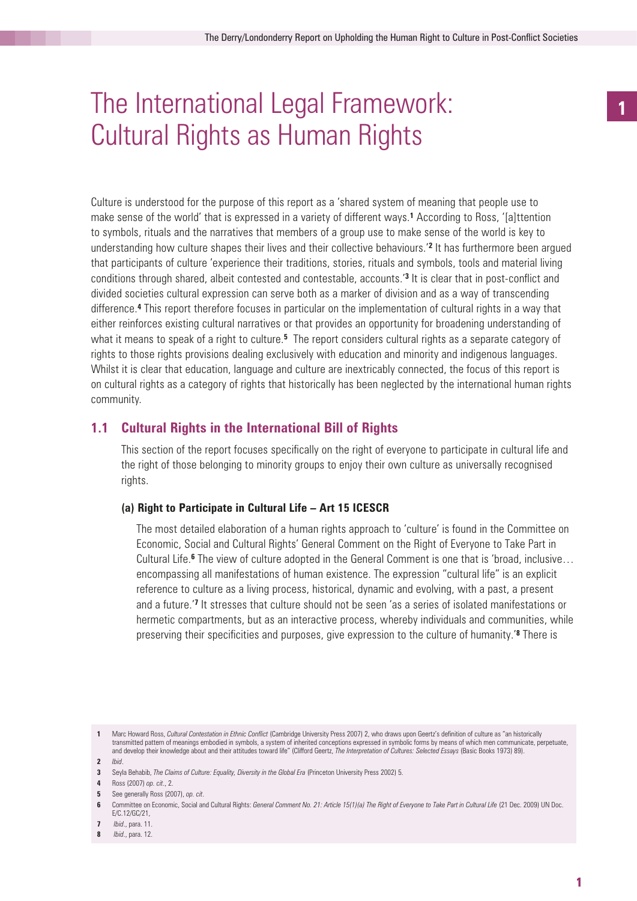# The International Legal Framework: Cultural Rights as Human Rights

Culture is understood for the purpose of this report as a 'shared system of meaning that people use to make sense of the world' that is expressed in a variety of different ways.[1] According to Ross, '[a]ttention to symbols, rituals and the narratives that members of a group use to make sense of the world is key to understanding how culture shapes their lives and their collective behaviours.'[2] It has furthermore been argued that participants of culture 'experience their traditions, stories, rituals and symbols, tools and material living conditions through shared, albeit contested and contestable, accounts.'[3] It is clear that in post-conflict and divided societies cultural expression can serve both as a marker of division and as a way of transcending difference.[4] This report therefore focuses in particular on the implementation of cultural rights in a way that either reinforces existing cultural narratives or that provides an opportunity for broadening understanding of what it means to speak of a right to culture.[5] The report considers cultural rights as a separate category of rights to those rights provisions dealing exclusively with education and minority and indigenous languages. Whilst it is clear that education, language and culture are inextricably connected, the focus of this report is on cultural rights as a category of rights that historically has been neglected by the international human rights community.

## 1.1 Cultural Rights in the International Bill of Rights

This section of the report focuses specifically on the right of everyone to participate in cultural life and the right of those belonging to minority groups to enjoy their own culture as universally recognised rights.

### (a) Right to Participate in Cultural Life – Art 15 ICESCR

The most detailed elaboration of a human rights approach to 'culture' is found in the Committee on Economic, Social and Cultural Rights' General Comment on the Right of Everyone to Take Part in Cultural Life.[6] The view of culture adopted in the General Comment is one that is 'broad, inclusive… encompassing all manifestations of human existence. The expression "cultural life" is an explicit reference to culture as a living process, historical, dynamic and evolving, with a past, a present and a future.'[7] It stresses that culture should not be seen 'as a series of isolated manifestations or hermetic compartments, but as an interactive process, whereby individuals and communities, while preserving their specificities and purposes, give expression to the culture of humanity.'[8] There is

---

1 Marc Howard Ross, *Cultural Contestation in Ethnic Conflict* (Cambridge University Press 2007) 2, who draws upon Geertz's definition of culture as "an historically transmitted pattern of meanings embodied in symbols, a system of inherited conceptions expressed in symbolic forms by means of which men communicate, perpetuate, and develop their knowledge about and their attitudes toward life" (Clifford Geertz, *The Interpretation of Cultures: Selected Essays* (Basic Books 1973) 89).

2 *Ibid*.

3 Seyla Behabib, *The Claims of Culture: Equality, Diversity in the Global Era* (Princeton University Press 2002) 5.

4 Ross (2007) *op. cit*., 2.

5 See generally Ross (2007), *op. cit*.

6 Committee on Economic, Social and Cultural Rights: *General Comment No. 21: Article 15(1)(a) The Right of Everyone to Take Part in Cultural Life* (21 Dec. 2009) UN Doc. E/C.12/GC/21,

7 *Ibid*., para. 11.

8 *Ibid*., para. 12.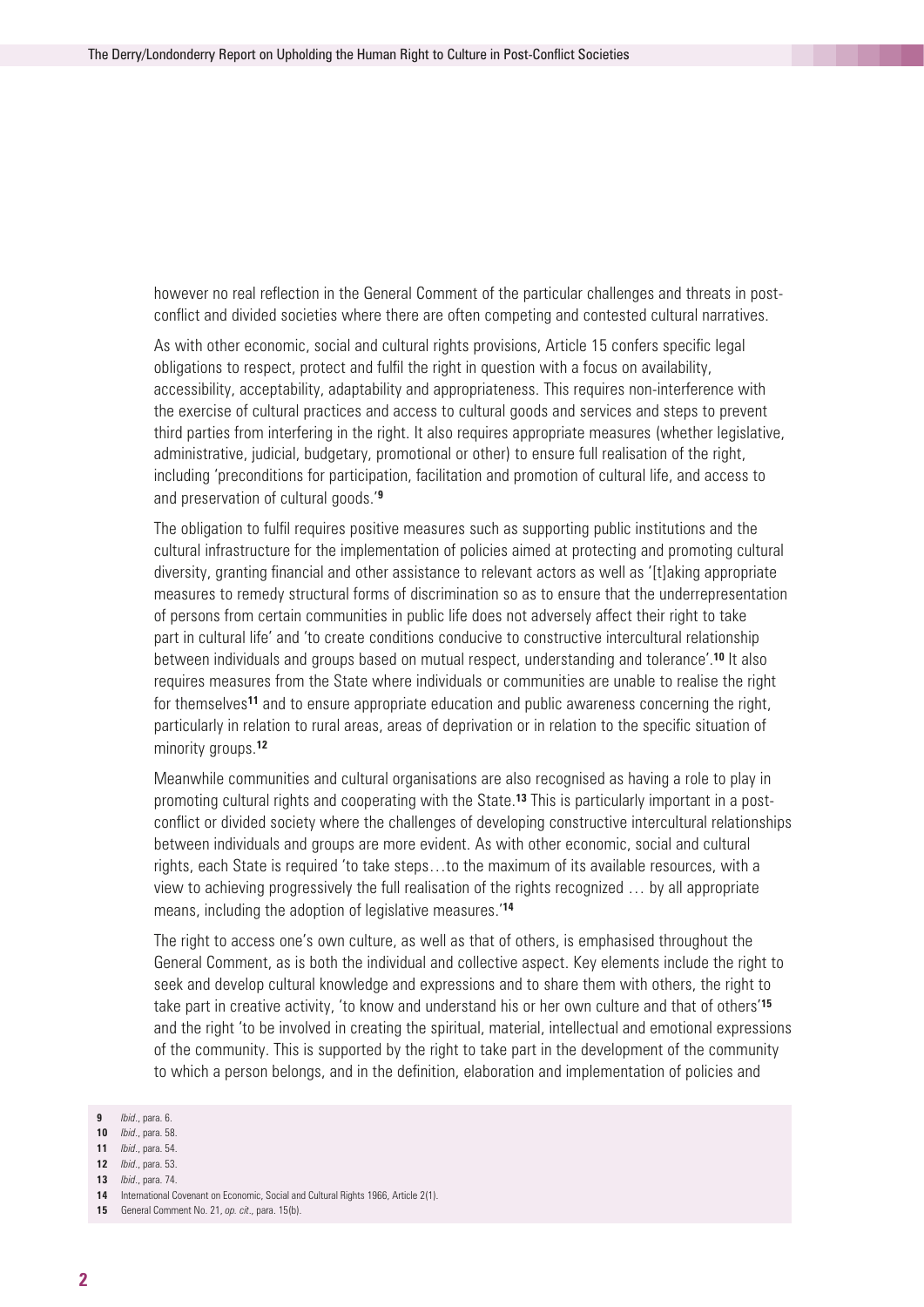however no real reflection in the General Comment of the particular challenges and threats in post-conflict and divided societies where there are often competing and contested cultural narratives.

As with other economic, social and cultural rights provisions, Article 15 confers specific legal obligations to respect, protect and fulfil the right in question with a focus on availability, accessibility, acceptability, adaptability and appropriateness. This requires non-interference with the exercise of cultural practices and access to cultural goods and services and steps to prevent third parties from interfering in the right. It also requires appropriate measures (whether legislative, administrative, judicial, budgetary, promotional or other) to ensure full realisation of the right, including 'preconditions for participation, facilitation and promotion of cultural life, and access to and preservation of cultural goods.'[9]

The obligation to fulfil requires positive measures such as supporting public institutions and the cultural infrastructure for the implementation of policies aimed at protecting and promoting cultural diversity, granting financial and other assistance to relevant actors as well as '[t]aking appropriate measures to remedy structural forms of discrimination so as to ensure that the underrepresentation of persons from certain communities in public life does not adversely affect their right to take part in cultural life' and 'to create conditions conducive to constructive intercultural relationship between individuals and groups based on mutual respect, understanding and tolerance'.[10] It also requires measures from the State where individuals or communities are unable to realise the right for themselves[11] and to ensure appropriate education and public awareness concerning the right, particularly in relation to rural areas, areas of deprivation or in relation to the specific situation of minority groups.[12]

Meanwhile communities and cultural organisations are also recognised as having a role to play in promoting cultural rights and cooperating with the State.[13] This is particularly important in a post-conflict or divided society where the challenges of developing constructive intercultural relationships between individuals and groups are more evident. As with other economic, social and cultural rights, each State is required 'to take steps…to the maximum of its available resources, with a view to achieving progressively the full realisation of the rights recognized … by all appropriate means, including the adoption of legislative measures.'[14]

The right to access one's own culture, as well as that of others, is emphasised throughout the General Comment, as is both the individual and collective aspect. Key elements include the right to seek and develop cultural knowledge and expressions and to share them with others, the right to take part in creative activity, 'to know and understand his or her own culture and that of others'[15] and the right 'to be involved in creating the spiritual, material, intellectual and emotional expressions of the community. This is supported by the right to take part in the development of the community to which a person belongs, and in the definition, elaboration and implementation of policies and

**9** *Ibid*., para. 6.
**10** *Ibid*., para. 58.
**11** *Ibid*., para. 54.
**12** *Ibid*., para. 53.
**13** *Ibid*., para. 74.
**14** International Covenant on Economic, Social and Cultural Rights 1966, Article 2(1).
**15** General Comment No. 21, *op. cit*., para. 15(b).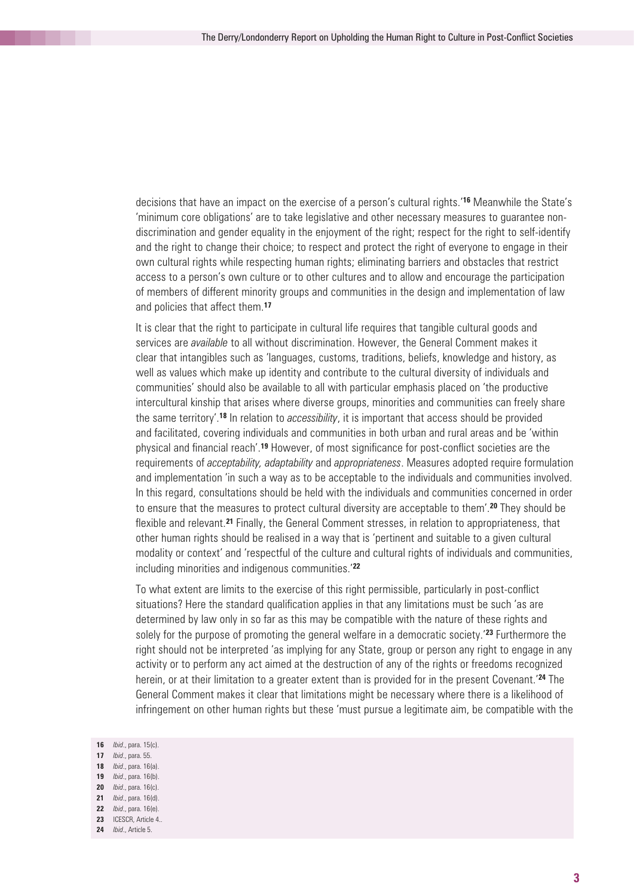decisions that have an impact on the exercise of a person's cultural rights.'[16] Meanwhile the State's 'minimum core obligations' are to take legislative and other necessary measures to guarantee non-discrimination and gender equality in the enjoyment of the right; respect for the right to self-identify and the right to change their choice; to respect and protect the right of everyone to engage in their own cultural rights while respecting human rights; eliminating barriers and obstacles that restrict access to a person's own culture or to other cultures and to allow and encourage the participation of members of different minority groups and communities in the design and implementation of law and policies that affect them.[17]

It is clear that the right to participate in cultural life requires that tangible cultural goods and services are *available* to all without discrimination. However, the General Comment makes it clear that intangibles such as 'languages, customs, traditions, beliefs, knowledge and history, as well as values which make up identity and contribute to the cultural diversity of individuals and communities' should also be available to all with particular emphasis placed on 'the productive intercultural kinship that arises where diverse groups, minorities and communities can freely share the same territory'.[18] In relation to *accessibility*, it is important that access should be provided and facilitated, covering individuals and communities in both urban and rural areas and be 'within physical and financial reach'.[19] However, of most significance for post-conflict societies are the requirements of *acceptability, adaptability* and *appropriateness*. Measures adopted require formulation and implementation 'in such a way as to be acceptable to the individuals and communities involved. In this regard, consultations should be held with the individuals and communities concerned in order to ensure that the measures to protect cultural diversity are acceptable to them'.[20] They should be flexible and relevant.[21] Finally, the General Comment stresses, in relation to appropriateness, that other human rights should be realised in a way that is 'pertinent and suitable to a given cultural modality or context' and 'respectful of the culture and cultural rights of individuals and communities, including minorities and indigenous communities.'[22]

To what extent are limits to the exercise of this right permissible, particularly in post-conflict situations? Here the standard qualification applies in that any limitations must be such 'as are determined by law only in so far as this may be compatible with the nature of these rights and solely for the purpose of promoting the general welfare in a democratic society.'[23] Furthermore the right should not be interpreted 'as implying for any State, group or person any right to engage in any activity or to perform any act aimed at the destruction of any of the rights or freedoms recognized herein, or at their limitation to a greater extent than is provided for in the present Covenant.'[24] The General Comment makes it clear that limitations might be necessary where there is a likelihood of infringement on other human rights but these 'must pursue a legitimate aim, be compatible with the

16 *Ibid.*, para. 15(c).
17 *Ibid.*, para. 55.
18 *Ibid.*, para. 16(a).
19 *Ibid.*, para. 16(b).
20 *Ibid.*, para. 16(c).
21 *Ibid.*, para. 16(d).
22 *Ibid.*, para. 16(e).
23 ICESCR, Article 4..
24 *Ibid.*, Article 5.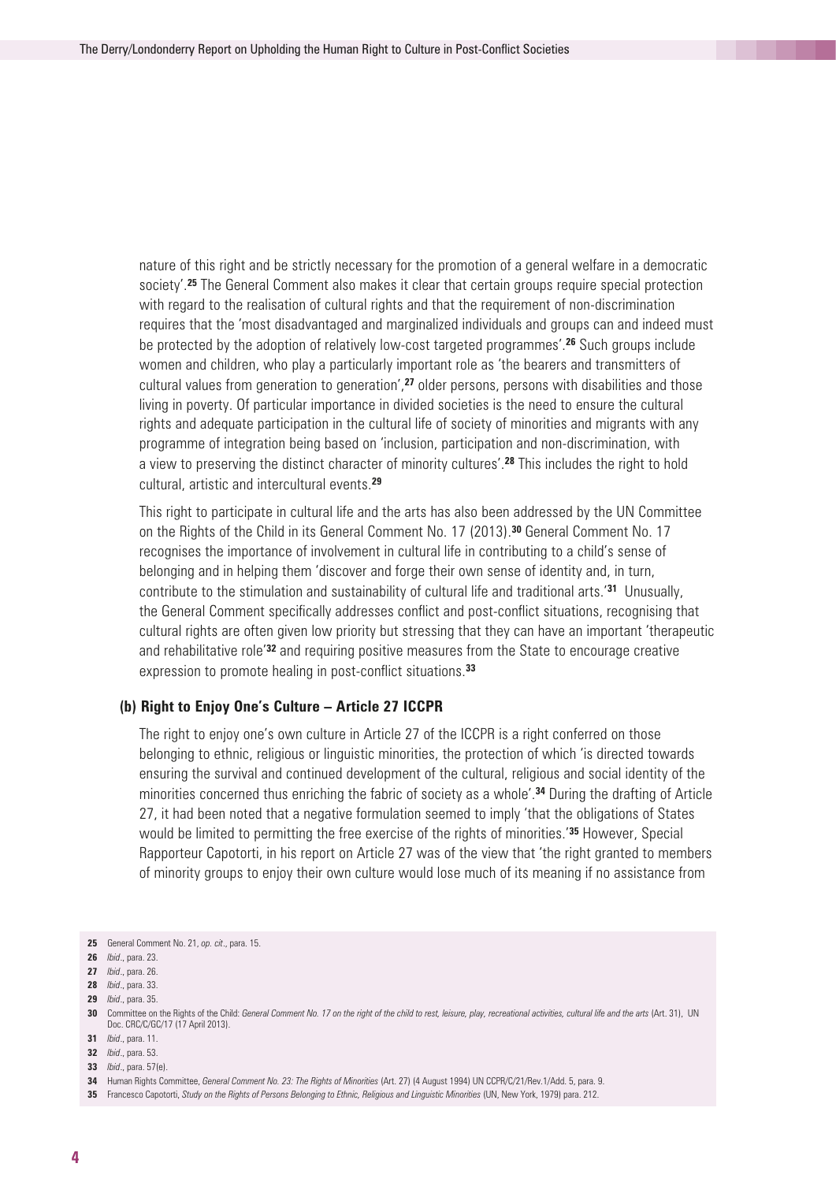nature of this right and be strictly necessary for the promotion of a general welfare in a democratic society'.[25] The General Comment also makes it clear that certain groups require special protection with regard to the realisation of cultural rights and that the requirement of non-discrimination requires that the 'most disadvantaged and marginalized individuals and groups can and indeed must be protected by the adoption of relatively low-cost targeted programmes'.[26] Such groups include women and children, who play a particularly important role as 'the bearers and transmitters of cultural values from generation to generation',[27] older persons, persons with disabilities and those living in poverty. Of particular importance in divided societies is the need to ensure the cultural rights and adequate participation in the cultural life of society of minorities and migrants with any programme of integration being based on 'inclusion, participation and non-discrimination, with a view to preserving the distinct character of minority cultures'.[28] This includes the right to hold cultural, artistic and intercultural events.[29]

This right to participate in cultural life and the arts has also been addressed by the UN Committee on the Rights of the Child in its General Comment No. 17 (2013).[30] General Comment No. 17 recognises the importance of involvement in cultural life in contributing to a child's sense of belonging and in helping them 'discover and forge their own sense of identity and, in turn, contribute to the stimulation and sustainability of cultural life and traditional arts.'[31] Unusually, the General Comment specifically addresses conflict and post-conflict situations, recognising that cultural rights are often given low priority but stressing that they can have an important 'therapeutic and rehabilitative role'[32] and requiring positive measures from the State to encourage creative expression to promote healing in post-conflict situations.[33]

#### (b) Right to Enjoy One's Culture – Article 27 ICCPR

The right to enjoy one's own culture in Article 27 of the ICCPR is a right conferred on those belonging to ethnic, religious or linguistic minorities, the protection of which 'is directed towards ensuring the survival and continued development of the cultural, religious and social identity of the minorities concerned thus enriching the fabric of society as a whole'.[34] During the drafting of Article 27, it had been noted that a negative formulation seemed to imply 'that the obligations of States would be limited to permitting the free exercise of the rights of minorities.'[35] However, Special Rapporteur Capotorti, in his report on Article 27 was of the view that 'the right granted to members of minority groups to enjoy their own culture would lose much of its meaning if no assistance from

---

25 General Comment No. 21, *op. cit*., para. 15.

26 *Ibid*., para. 23.

27 *Ibid*., para. 26.

28 *Ibid*., para. 33.

29 *Ibid*., para. 35.

30 Committee on the Rights of the Child: *General Comment No. 17 on the right of the child to rest, leisure, play, recreational activities, cultural life and the arts* (Art. 31), UN Doc. CRC/C/GC/17 (17 April 2013).

31 *Ibid*., para. 11.

32 *Ibid*., para. 53.

33 *Ibid*., para. 57(e).

34 Human Rights Committee, *General Comment No. 23: The Rights of Minorities* (Art. 27) (4 August 1994) UN CCPR/C/21/Rev.1/Add. 5, para. 9.

35 Francesco Capotorti, *Study on the Rights of Persons Belonging to Ethnic, Religious and Linguistic Minorities* (UN, New York, 1979) para. 212.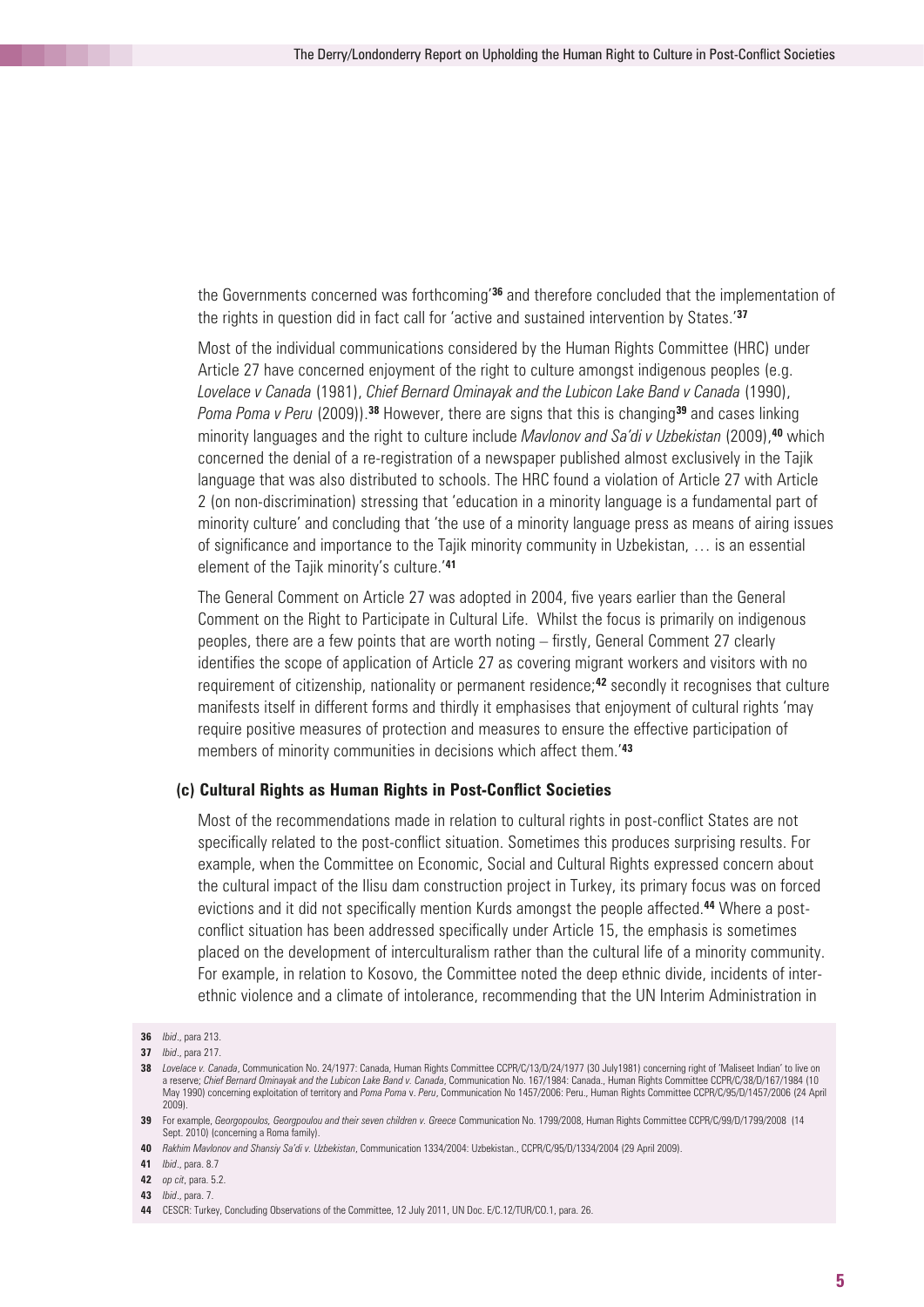the Governments concerned was forthcoming'[36] and therefore concluded that the implementation of the rights in question did in fact call for 'active and sustained intervention by States.'[37]

Most of the individual communications considered by the Human Rights Committee (HRC) under Article 27 have concerned enjoyment of the right to culture amongst indigenous peoples (e.g. *Lovelace v Canada* (1981), *Chief Bernard Ominayak and the Lubicon Lake Band v Canada* (1990), *Poma Poma v Peru* (2009)).[38] However, there are signs that this is changing[39] and cases linking minority languages and the right to culture include *Mavlonov and Sa'di v Uzbekistan* (2009),[40] which concerned the denial of a re-registration of a newspaper published almost exclusively in the Tajik language that was also distributed to schools. The HRC found a violation of Article 27 with Article 2 (on non-discrimination) stressing that 'education in a minority language is a fundamental part of minority culture' and concluding that 'the use of a minority language press as means of airing issues of significance and importance to the Tajik minority community in Uzbekistan, … is an essential element of the Tajik minority's culture.'[41]

The General Comment on Article 27 was adopted in 2004, five years earlier than the General Comment on the Right to Participate in Cultural Life. Whilst the focus is primarily on indigenous peoples, there are a few points that are worth noting – firstly, General Comment 27 clearly identifies the scope of application of Article 27 as covering migrant workers and visitors with no requirement of citizenship, nationality or permanent residence;[42] secondly it recognises that culture manifests itself in different forms and thirdly it emphasises that enjoyment of cultural rights 'may require positive measures of protection and measures to ensure the effective participation of members of minority communities in decisions which affect them.'[43]

### (c) Cultural Rights as Human Rights in Post-Conflict Societies

Most of the recommendations made in relation to cultural rights in post-conflict States are not specifically related to the post-conflict situation. Sometimes this produces surprising results. For example, when the Committee on Economic, Social and Cultural Rights expressed concern about the cultural impact of the Ilisu dam construction project in Turkey, its primary focus was on forced evictions and it did not specifically mention Kurds amongst the people affected.[44] Where a post-conflict situation has been addressed specifically under Article 15, the emphasis is sometimes placed on the development of interculturalism rather than the cultural life of a minority community. For example, in relation to Kosovo, the Committee noted the deep ethnic divide, incidents of inter-ethnic violence and a climate of intolerance, recommending that the UN Interim Administration in

---

36 *Ibid*., para 213.

37 *Ibid*., para 217.

38 *Lovelace v. Canada*, Communication No. 24/1977: Canada, Human Rights Committee CCPR/C/13/D/24/1977 (30 July1981) concerning right of 'Maliseet Indian' to live on a reserve; *Chief Bernard Ominayak and the Lubicon Lake Band v. Canada*, Communication No. 167/1984: Canada., Human Rights Committee CCPR/C/38/D/167/1984 (10 May 1990) concerning exploitation of territory and *Poma Poma* v. *Peru*, Communication No 1457/2006: Peru., Human Rights Committee CCPR/C/95/D/1457/2006 (24 April 2009).

39 For example, *Georgopoulos, Georgpoulou and their seven children v. Greece* Communication No. 1799/2008, Human Rights Committee CCPR/C/99/D/1799/2008 (14 Sept. 2010) (concerning a Roma family).

40 *Rakhim Mavlonov and Shansiy Sa'di v. Uzbekistan*, Communication 1334/2004: Uzbekistan., CCPR/C/95/D/1334/2004 (29 April 2009).

41 *Ibid*., para. 8.7

42 *op cit*, para. 5.2.

43 *Ibid*., para. 7.

44 CESCR: Turkey, Concluding Observations of the Committee, 12 July 2011, UN Doc. E/C.12/TUR/CO.1, para. 26.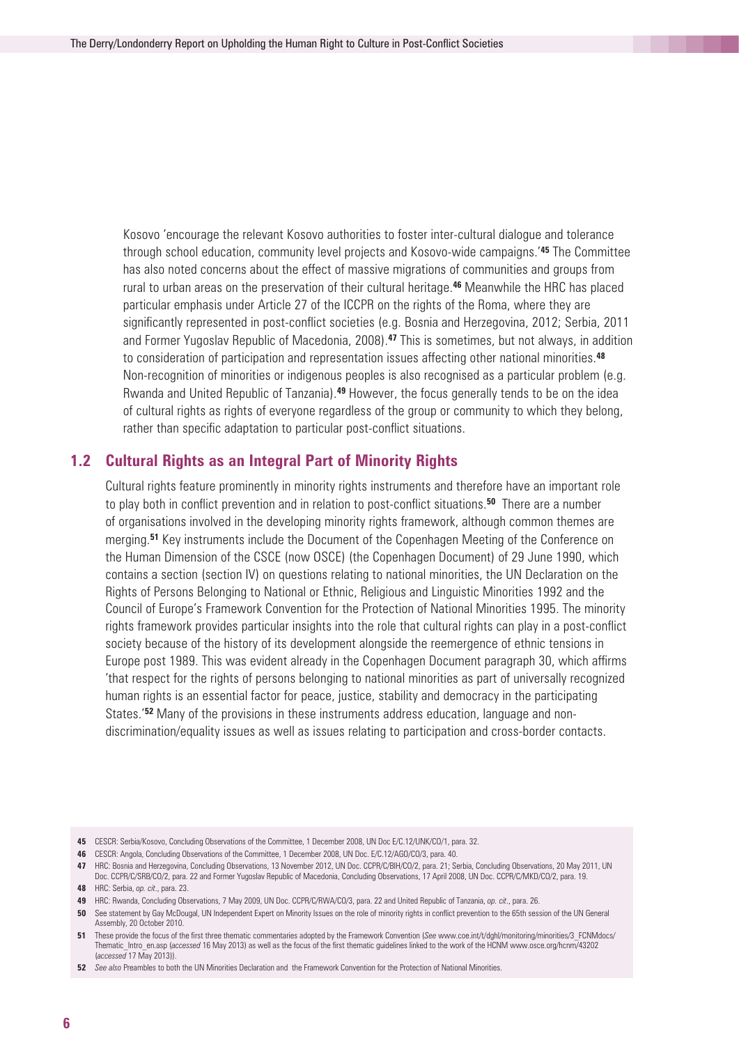Kosovo 'encourage the relevant Kosovo authorities to foster inter-cultural dialogue and tolerance through school education, community level projects and Kosovo-wide campaigns.'[45] The Committee has also noted concerns about the effect of massive migrations of communities and groups from rural to urban areas on the preservation of their cultural heritage.[46] Meanwhile the HRC has placed particular emphasis under Article 27 of the ICCPR on the rights of the Roma, where they are significantly represented in post-conflict societies (e.g. Bosnia and Herzegovina, 2012; Serbia, 2011 and Former Yugoslav Republic of Macedonia, 2008).[47] This is sometimes, but not always, in addition to consideration of participation and representation issues affecting other national minorities.[48] Non-recognition of minorities or indigenous peoples is also recognised as a particular problem (e.g. Rwanda and United Republic of Tanzania).[49] However, the focus generally tends to be on the idea of cultural rights as rights of everyone regardless of the group or community to which they belong, rather than specific adaptation to particular post-conflict situations.

## 1.2 Cultural Rights as an Integral Part of Minority Rights

Cultural rights feature prominently in minority rights instruments and therefore have an important role to play both in conflict prevention and in relation to post-conflict situations.[50] There are a number of organisations involved in the developing minority rights framework, although common themes are merging.[51] Key instruments include the Document of the Copenhagen Meeting of the Conference on the Human Dimension of the CSCE (now OSCE) (the Copenhagen Document) of 29 June 1990, which contains a section (section IV) on questions relating to national minorities, the UN Declaration on the Rights of Persons Belonging to National or Ethnic, Religious and Linguistic Minorities 1992 and the Council of Europe's Framework Convention for the Protection of National Minorities 1995. The minority rights framework provides particular insights into the role that cultural rights can play in a post-conflict society because of the history of its development alongside the reemergence of ethnic tensions in Europe post 1989. This was evident already in the Copenhagen Document paragraph 30, which affirms 'that respect for the rights of persons belonging to national minorities as part of universally recognized human rights is an essential factor for peace, justice, stability and democracy in the participating States.'[52] Many of the provisions in these instruments address education, language and non-discrimination/equality issues as well as issues relating to participation and cross-border contacts.

---

**45** CESCR: Serbia/Kosovo, Concluding Observations of the Committee, 1 December 2008, UN Doc E/C.12/UNK/CO/1, para. 32.

**46** CESCR: Angola, Concluding Observations of the Committee, 1 December 2008, UN Doc. E/C.12/AGO/CO/3, para. 40.

**47** HRC: Bosnia and Herzegovina, Concluding Observations, 13 November 2012, UN Doc. CCPR/C/BIH/CO/2, para. 21; Serbia, Concluding Observations, 20 May 2011, UN Doc. CCPR/C/SRB/CO/2, para. 22 and Former Yugoslav Republic of Macedonia, Concluding Observations, 17 April 2008, UN Doc. CCPR/C/MKD/CO/2, para. 19.

**48** HRC: Serbia, *op. cit*., para. 23.

**49** HRC: Rwanda, Concluding Observations, 7 May 2009, UN Doc. CCPR/C/RWA/CO/3, para. 22 and United Republic of Tanzania, *op. cit*., para. 26.

**50** See statement by Gay McDougal, UN Independent Expert on Minority Issues on the role of minority rights in conflict prevention to the 65th session of the UN General Assembly, 20 October 2010.

**51** These provide the focus of the first three thematic commentaries adopted by the Framework Convention (*See* www.coe.int/t/dghl/monitoring/minorities/3_FCNMdocs/Thematic_Intro_en.asp (*accessed* 16 May 2013) as well as the focus of the first thematic guidelines linked to the work of the HCNM www.osce.org/hcnm/43202 (*accessed* 17 May 2013)).

**52** *See also* Preambles to both the UN Minorities Declaration and the Framework Convention for the Protection of National Minorities.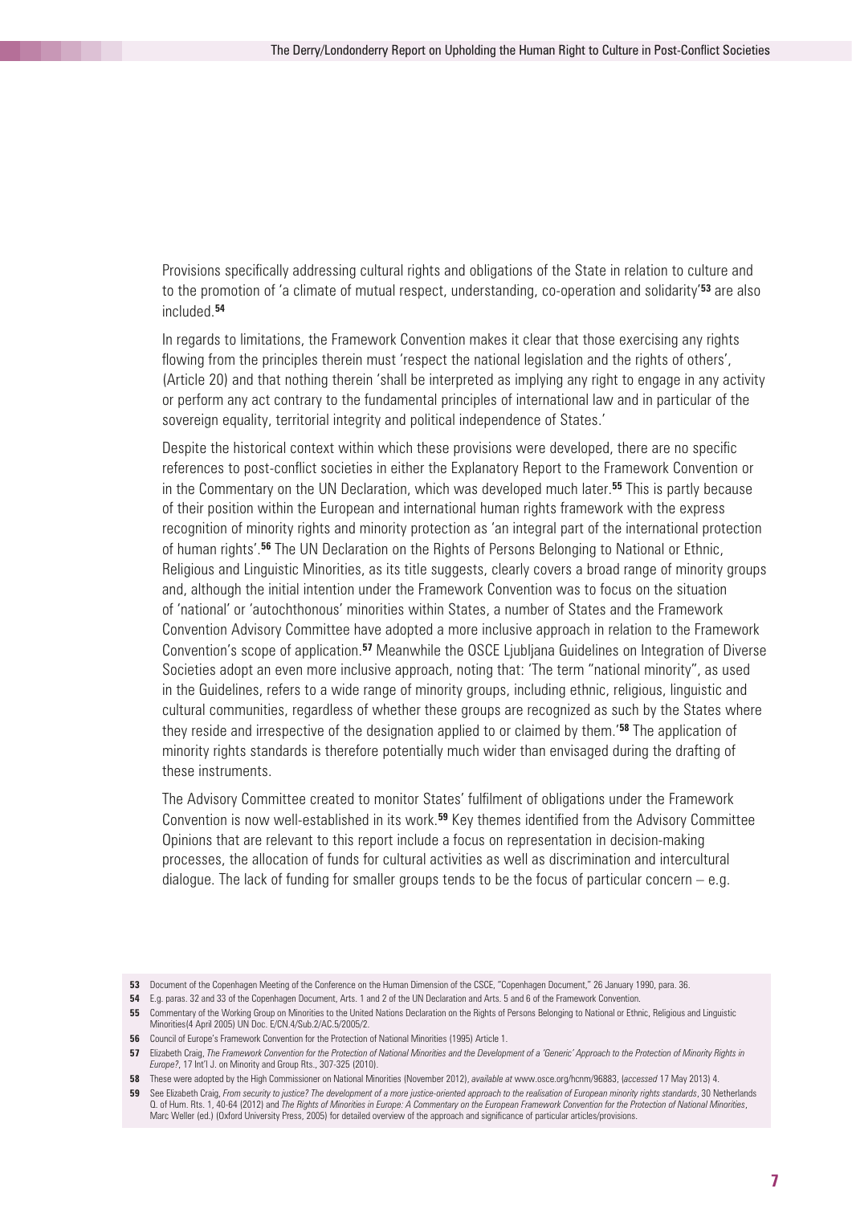Provisions specifically addressing cultural rights and obligations of the State in relation to culture and to the promotion of 'a climate of mutual respect, understanding, co-operation and solidarity'[53] are also included.[54]

In regards to limitations, the Framework Convention makes it clear that those exercising any rights flowing from the principles therein must 'respect the national legislation and the rights of others', (Article 20) and that nothing therein 'shall be interpreted as implying any right to engage in any activity or perform any act contrary to the fundamental principles of international law and in particular of the sovereign equality, territorial integrity and political independence of States.'

Despite the historical context within which these provisions were developed, there are no specific references to post-conflict societies in either the Explanatory Report to the Framework Convention or in the Commentary on the UN Declaration, which was developed much later.[55] This is partly because of their position within the European and international human rights framework with the express recognition of minority rights and minority protection as 'an integral part of the international protection of human rights'.[56] The UN Declaration on the Rights of Persons Belonging to National or Ethnic, Religious and Linguistic Minorities, as its title suggests, clearly covers a broad range of minority groups and, although the initial intention under the Framework Convention was to focus on the situation of 'national' or 'autochthonous' minorities within States, a number of States and the Framework Convention Advisory Committee have adopted a more inclusive approach in relation to the Framework Convention's scope of application.[57] Meanwhile the OSCE Ljubljana Guidelines on Integration of Diverse Societies adopt an even more inclusive approach, noting that: 'The term "national minority", as used in the Guidelines, refers to a wide range of minority groups, including ethnic, religious, linguistic and cultural communities, regardless of whether these groups are recognized as such by the States where they reside and irrespective of the designation applied to or claimed by them.'[58] The application of minority rights standards is therefore potentially much wider than envisaged during the drafting of these instruments.

The Advisory Committee created to monitor States' fulfilment of obligations under the Framework Convention is now well-established in its work.[59] Key themes identified from the Advisory Committee Opinions that are relevant to this report include a focus on representation in decision-making processes, the allocation of funds for cultural activities as well as discrimination and intercultural dialogue. The lack of funding for smaller groups tends to be the focus of particular concern – e.g.

---

**53** Document of the Copenhagen Meeting of the Conference on the Human Dimension of the CSCE, "Copenhagen Document," 26 January 1990, para. 36.

**54** E.g. paras. 32 and 33 of the Copenhagen Document, Arts. 1 and 2 of the UN Declaration and Arts. 5 and 6 of the Framework Convention.

**55** Commentary of the Working Group on Minorities to the United Nations Declaration on the Rights of Persons Belonging to National or Ethnic, Religious and Linguistic Minorities(4 April 2005) UN Doc. E/CN.4/Sub.2/AC.5/2005/2.

**56** Council of Europe's Framework Convention for the Protection of National Minorities (1995) Article 1.

**57** Elizabeth Craig, *The Framework Convention for the Protection of National Minorities and the Development of a 'Generic' Approach to the Protection of Minority Rights in Europe?*, 17 Int'l J. on Minority and Group Rts., 307-325 (2010).

**58** These were adopted by the High Commissioner on National Minorities (November 2012), *available at* www.osce.org/hcnm/96883, (*accessed* 17 May 2013) 4.

**59** See Elizabeth Craig, *From security to justice? The development of a more justice-oriented approach to the realisation of European minority rights standards*, 30 Netherlands Q. of Hum. Rts. 1, 40-64 (2012) and *The Rights of Minorities in Europe: A Commentary on the European Framework Convention for the Protection of National Minorities*, Marc Weller (ed.) (Oxford University Press, 2005) for detailed overview of the approach and significance of particular articles/provisions.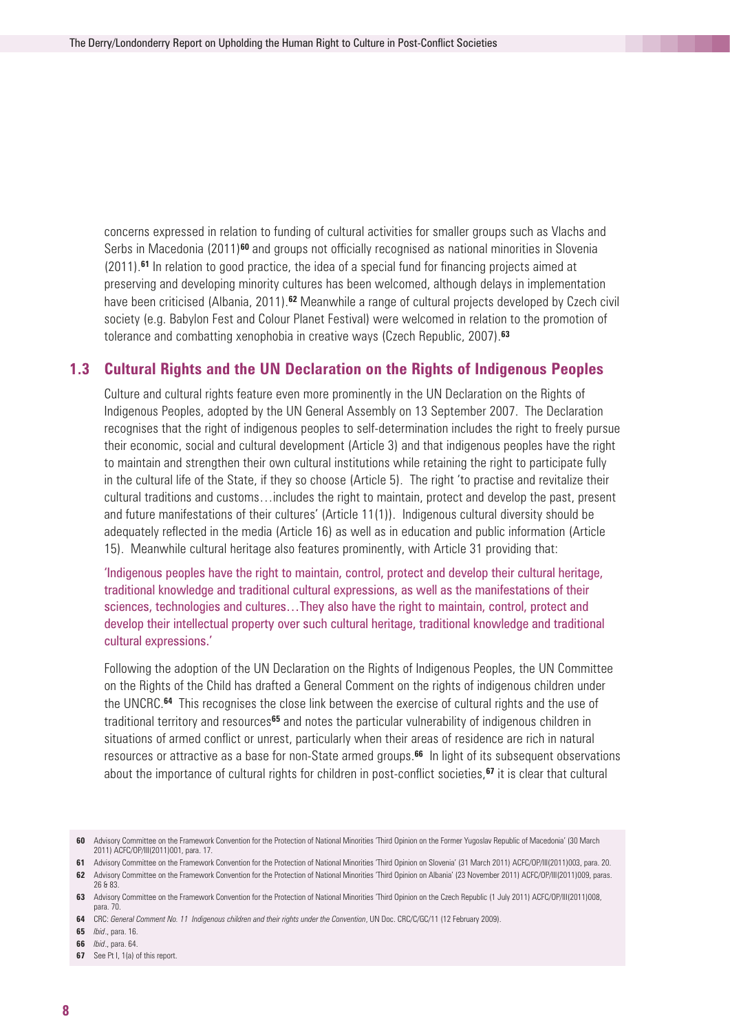concerns expressed in relation to funding of cultural activities for smaller groups such as Vlachs and Serbs in Macedonia (2011)[60] and groups not officially recognised as national minorities in Slovenia (2011).[61] In relation to good practice, the idea of a special fund for financing projects aimed at preserving and developing minority cultures has been welcomed, although delays in implementation have been criticised (Albania, 2011).[62] Meanwhile a range of cultural projects developed by Czech civil society (e.g. Babylon Fest and Colour Planet Festival) were welcomed in relation to the promotion of tolerance and combatting xenophobia in creative ways (Czech Republic, 2007).[63]

## 1.3 Cultural Rights and the UN Declaration on the Rights of Indigenous Peoples

Culture and cultural rights feature even more prominently in the UN Declaration on the Rights of Indigenous Peoples, adopted by the UN General Assembly on 13 September 2007. The Declaration recognises that the right of indigenous peoples to self-determination includes the right to freely pursue their economic, social and cultural development (Article 3) and that indigenous peoples have the right to maintain and strengthen their own cultural institutions while retaining the right to participate fully in the cultural life of the State, if they so choose (Article 5). The right 'to practise and revitalize their cultural traditions and customs…includes the right to maintain, protect and develop the past, present and future manifestations of their cultures' (Article 11(1)). Indigenous cultural diversity should be adequately reflected in the media (Article 16) as well as in education and public information (Article 15). Meanwhile cultural heritage also features prominently, with Article 31 providing that:

> 'Indigenous peoples have the right to maintain, control, protect and develop their cultural heritage, traditional knowledge and traditional cultural expressions, as well as the manifestations of their sciences, technologies and cultures…They also have the right to maintain, control, protect and develop their intellectual property over such cultural heritage, traditional knowledge and traditional cultural expressions.'

Following the adoption of the UN Declaration on the Rights of Indigenous Peoples, the UN Committee on the Rights of the Child has drafted a General Comment on the rights of indigenous children under the UNCRC.[64] This recognises the close link between the exercise of cultural rights and the use of traditional territory and resources[65] and notes the particular vulnerability of indigenous children in situations of armed conflict or unrest, particularly when their areas of residence are rich in natural resources or attractive as a base for non-State armed groups.[66] In light of its subsequent observations about the importance of cultural rights for children in post-conflict societies,[67] it is clear that cultural

---

60 Advisory Committee on the Framework Convention for the Protection of National Minorities 'Third Opinion on the Former Yugoslav Republic of Macedonia' (30 March 2011) ACFC/OP/III(2011)001, para. 17.

61 Advisory Committee on the Framework Convention for the Protection of National Minorities 'Third Opinion on Slovenia' (31 March 2011) ACFC/OP/III(2011)003, para. 20.

62 Advisory Committee on the Framework Convention for the Protection of National Minorities 'Third Opinion on Albania' (23 November 2011) ACFC/OP/III(2011)009, paras. 26 & 83.

63 Advisory Committee on the Framework Convention for the Protection of National Minorities 'Third Opinion on the Czech Republic (1 July 2011) ACFC/OP/III(2011)008, para. 70.

64 CRC: *General Comment No. 11 Indigenous children and their rights under the Convention*, UN Doc. CRC/C/GC/11 (12 February 2009).

65 *Ibid*., para. 16.

66 *Ibid*., para. 64.

67 See Pt I, 1(a) of this report.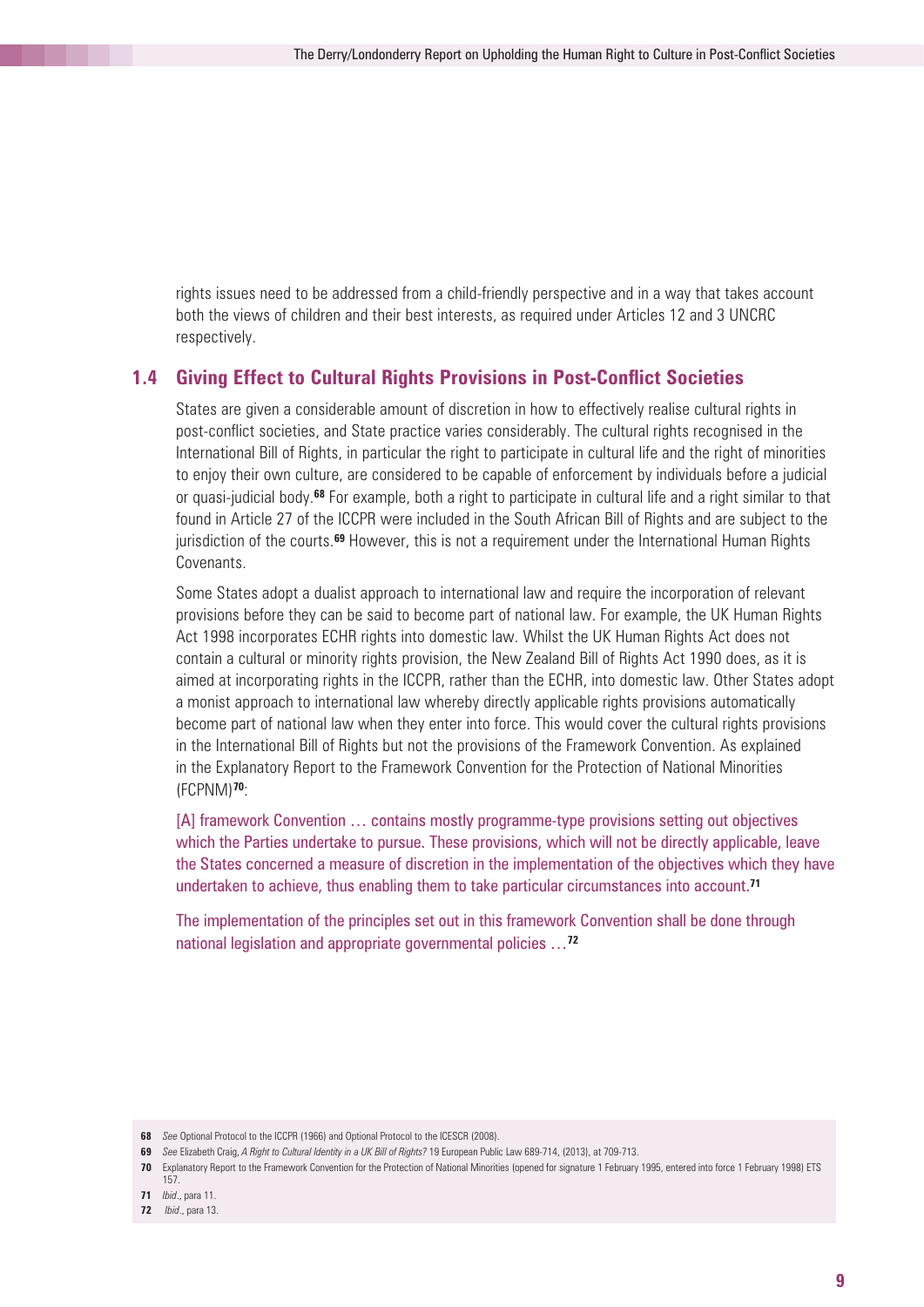rights issues need to be addressed from a child-friendly perspective and in a way that takes account both the views of children and their best interests, as required under Articles 12 and 3 UNCRC respectively.

## 1.4 Giving Effect to Cultural Rights Provisions in Post-Conflict Societies

States are given a considerable amount of discretion in how to effectively realise cultural rights in post-conflict societies, and State practice varies considerably. The cultural rights recognised in the International Bill of Rights, in particular the right to participate in cultural life and the right of minorities to enjoy their own culture, are considered to be capable of enforcement by individuals before a judicial or quasi-judicial body.[68] For example, both a right to participate in cultural life and a right similar to that found in Article 27 of the ICCPR were included in the South African Bill of Rights and are subject to the jurisdiction of the courts.[69] However, this is not a requirement under the International Human Rights Covenants.

Some States adopt a dualist approach to international law and require the incorporation of relevant provisions before they can be said to become part of national law. For example, the UK Human Rights Act 1998 incorporates ECHR rights into domestic law. Whilst the UK Human Rights Act does not contain a cultural or minority rights provision, the New Zealand Bill of Rights Act 1990 does, as it is aimed at incorporating rights in the ICCPR, rather than the ECHR, into domestic law. Other States adopt a monist approach to international law whereby directly applicable rights provisions automatically become part of national law when they enter into force. This would cover the cultural rights provisions in the International Bill of Rights but not the provisions of the Framework Convention. As explained in the Explanatory Report to the Framework Convention for the Protection of National Minorities (FCPNM)[70]:

> [A] framework Convention … contains mostly programme-type provisions setting out objectives which the Parties undertake to pursue. These provisions, which will not be directly applicable, leave the States concerned a measure of discretion in the implementation of the objectives which they have undertaken to achieve, thus enabling them to take particular circumstances into account.[71]

> The implementation of the principles set out in this framework Convention shall be done through national legislation and appropriate governmental policies …[72]

---

**68** *See* Optional Protocol to the ICCPR (1966) and Optional Protocol to the ICESCR (2008).

**69** *See* Elizabeth Craig, *A Right to Cultural Identity in a UK Bill of Rights?* 19 European Public Law 689-714, (2013), at 709-713.

**70** Explanatory Report to the Framework Convention for the Protection of National Minorities (opened for signature 1 February 1995, entered into force 1 February 1998) ETS 157.

**71** *Ibid.*, para 11.

**72** *Ibid.*, para 13.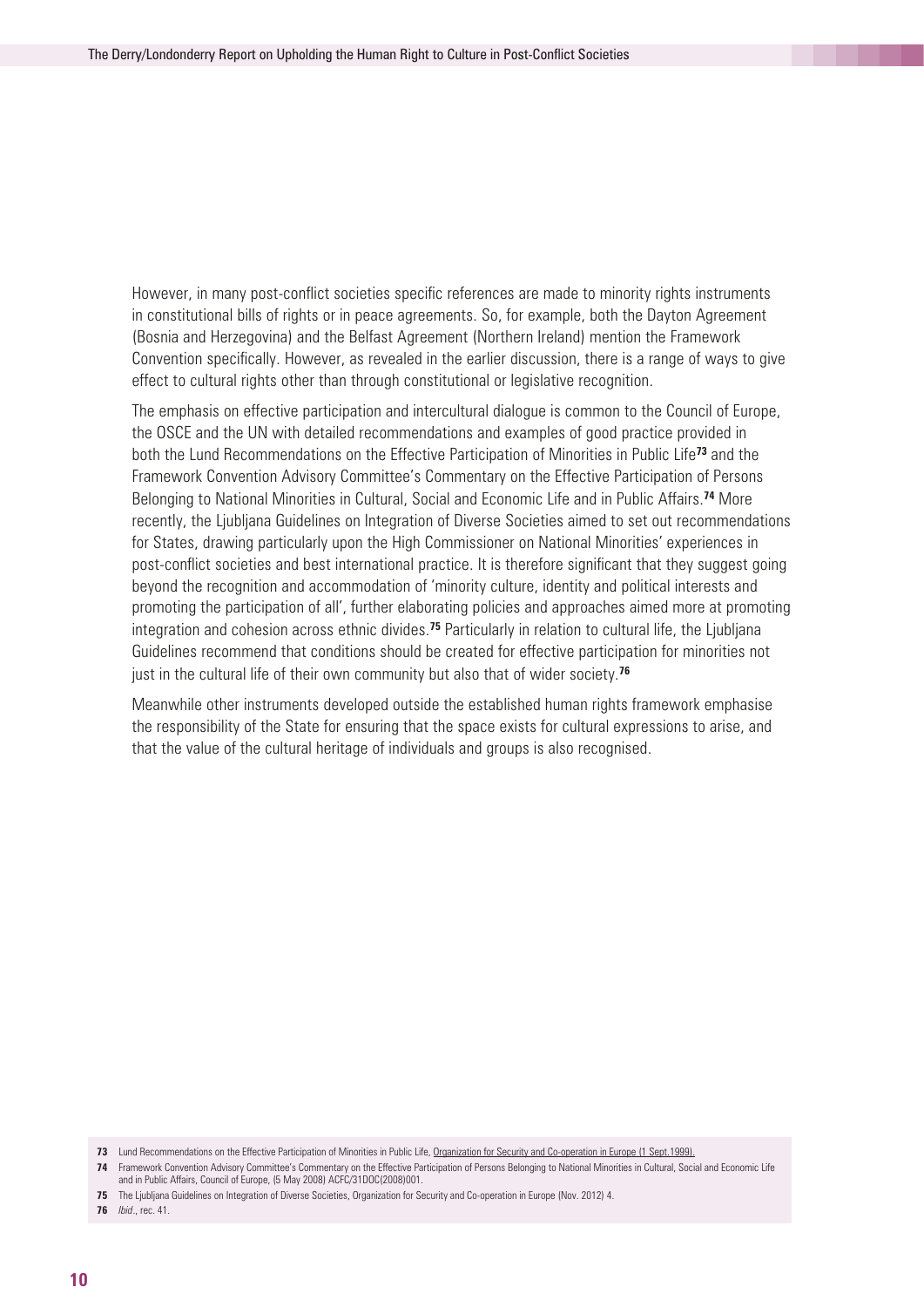However, in many post-conflict societies specific references are made to minority rights instruments in constitutional bills of rights or in peace agreements. So, for example, both the Dayton Agreement (Bosnia and Herzegovina) and the Belfast Agreement (Northern Ireland) mention the Framework Convention specifically. However, as revealed in the earlier discussion, there is a range of ways to give effect to cultural rights other than through constitutional or legislative recognition.

The emphasis on effective participation and intercultural dialogue is common to the Council of Europe, the OSCE and the UN with detailed recommendations and examples of good practice provided in both the Lund Recommendations on the Effective Participation of Minorities in Public Life[73] and the Framework Convention Advisory Committee's Commentary on the Effective Participation of Persons Belonging to National Minorities in Cultural, Social and Economic Life and in Public Affairs.[74] More recently, the Ljubljana Guidelines on Integration of Diverse Societies aimed to set out recommendations for States, drawing particularly upon the High Commissioner on National Minorities' experiences in post-conflict societies and best international practice. It is therefore significant that they suggest going beyond the recognition and accommodation of 'minority culture, identity and political interests and promoting the participation of all', further elaborating policies and approaches aimed more at promoting integration and cohesion across ethnic divides.[75] Particularly in relation to cultural life, the Ljubljana Guidelines recommend that conditions should be created for effective participation for minorities not just in the cultural life of their own community but also that of wider society.[76]

Meanwhile other instruments developed outside the established human rights framework emphasise the responsibility of the State for ensuring that the space exists for cultural expressions to arise, and that the value of the cultural heritage of individuals and groups is also recognised.

**73** Lund Recommendations on the Effective Participation of Minorities in Public Life, Organization for Security and Co-operation in Europe (1 Sept.1999).

**74** Framework Convention Advisory Committee's Commentary on the Effective Participation of Persons Belonging to National Minorities in Cultural, Social and Economic Life and in Public Affairs, Council of Europe, (5 May 2008) ACFC/31DOC(2008)001.

**75** The Ljubljana Guidelines on Integration of Diverse Societies, Organization for Security and Co-operation in Europe (Nov. 2012) 4.

**76** *Ibid*., rec. 41.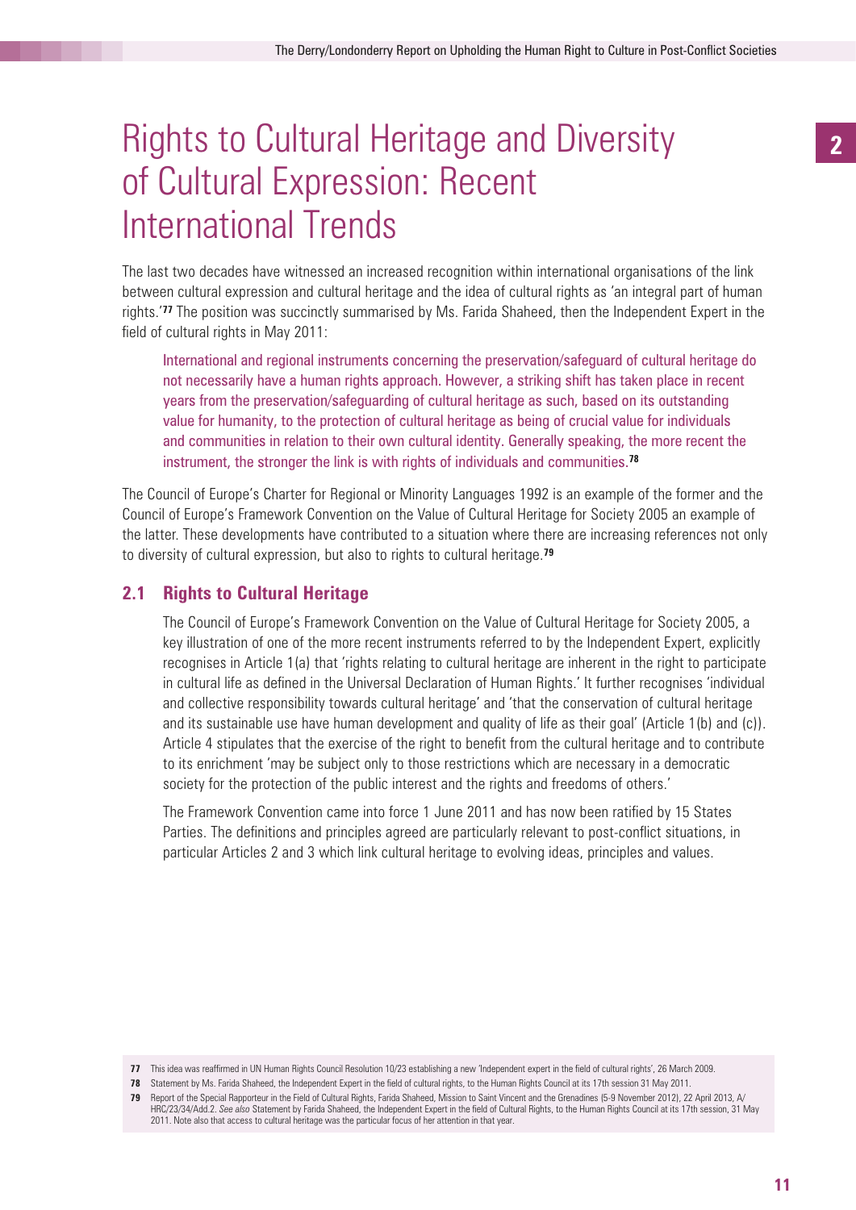# Rights to Cultural Heritage and Diversity of Cultural Expression: Recent International Trends

The last two decades have witnessed an increased recognition within international organisations of the link between cultural expression and cultural heritage and the idea of cultural rights as 'an integral part of human rights.'[77] The position was succinctly summarised by Ms. Farida Shaheed, then the Independent Expert in the field of cultural rights in May 2011:

> International and regional instruments concerning the preservation/safeguard of cultural heritage do not necessarily have a human rights approach. However, a striking shift has taken place in recent years from the preservation/safeguarding of cultural heritage as such, based on its outstanding value for humanity, to the protection of cultural heritage as being of crucial value for individuals and communities in relation to their own cultural identity. Generally speaking, the more recent the instrument, the stronger the link is with rights of individuals and communities.[78]

The Council of Europe's Charter for Regional or Minority Languages 1992 is an example of the former and the Council of Europe's Framework Convention on the Value of Cultural Heritage for Society 2005 an example of the latter. These developments have contributed to a situation where there are increasing references not only to diversity of cultural expression, but also to rights to cultural heritage.[79]

## 2.1 Rights to Cultural Heritage

The Council of Europe's Framework Convention on the Value of Cultural Heritage for Society 2005, a key illustration of one of the more recent instruments referred to by the Independent Expert, explicitly recognises in Article 1(a) that 'rights relating to cultural heritage are inherent in the right to participate in cultural life as defined in the Universal Declaration of Human Rights.' It further recognises 'individual and collective responsibility towards cultural heritage' and 'that the conservation of cultural heritage and its sustainable use have human development and quality of life as their goal' (Article 1(b) and (c)). Article 4 stipulates that the exercise of the right to benefit from the cultural heritage and to contribute to its enrichment 'may be subject only to those restrictions which are necessary in a democratic society for the protection of the public interest and the rights and freedoms of others.'

The Framework Convention came into force 1 June 2011 and has now been ratified by 15 States Parties. The definitions and principles agreed are particularly relevant to post-conflict situations, in particular Articles 2 and 3 which link cultural heritage to evolving ideas, principles and values.

---

**77** This idea was reaffirmed in UN Human Rights Council Resolution 10/23 establishing a new 'Independent expert in the field of cultural rights', 26 March 2009.

**78** Statement by Ms. Farida Shaheed, the Independent Expert in the field of cultural rights, to the Human Rights Council at its 17th session 31 May 2011.

**79** Report of the Special Rapporteur in the Field of Cultural Rights, Farida Shaheed, Mission to Saint Vincent and the Grenadines (5-9 November 2012), 22 April 2013, A/HRC/23/34/Add.2. *See also* Statement by Farida Shaheed, the Independent Expert in the field of Cultural Rights, to the Human Rights Council at its 17th session, 31 May 2011. Note also that access to cultural heritage was the particular focus of her attention in that year.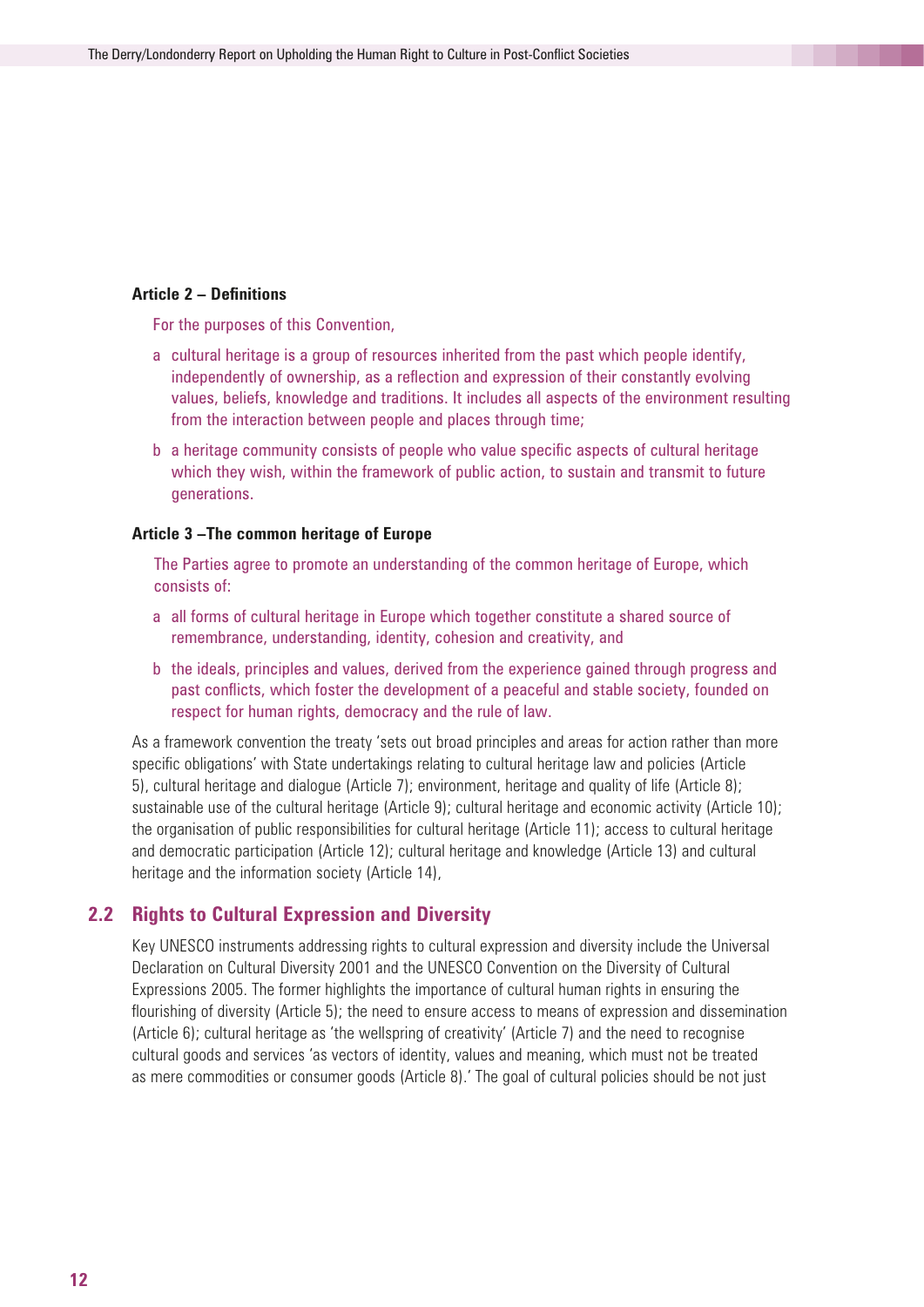**Article 2 – Definitions**

For the purposes of this Convention,

a cultural heritage is a group of resources inherited from the past which people identify, independently of ownership, as a reflection and expression of their constantly evolving values, beliefs, knowledge and traditions. It includes all aspects of the environment resulting from the interaction between people and places through time;

b a heritage community consists of people who value specific aspects of cultural heritage which they wish, within the framework of public action, to sustain and transmit to future generations.

**Article 3 –The common heritage of Europe**

The Parties agree to promote an understanding of the common heritage of Europe, which consists of:

a all forms of cultural heritage in Europe which together constitute a shared source of remembrance, understanding, identity, cohesion and creativity, and

b the ideals, principles and values, derived from the experience gained through progress and past conflicts, which foster the development of a peaceful and stable society, founded on respect for human rights, democracy and the rule of law.

As a framework convention the treaty 'sets out broad principles and areas for action rather than more specific obligations' with State undertakings relating to cultural heritage law and policies (Article 5), cultural heritage and dialogue (Article 7); environment, heritage and quality of life (Article 8); sustainable use of the cultural heritage (Article 9); cultural heritage and economic activity (Article 10); the organisation of public responsibilities for cultural heritage (Article 11); access to cultural heritage and democratic participation (Article 12); cultural heritage and knowledge (Article 13) and cultural heritage and the information society (Article 14),

## 2.2 Rights to Cultural Expression and Diversity

Key UNESCO instruments addressing rights to cultural expression and diversity include the Universal Declaration on Cultural Diversity 2001 and the UNESCO Convention on the Diversity of Cultural Expressions 2005. The former highlights the importance of cultural human rights in ensuring the flourishing of diversity (Article 5); the need to ensure access to means of expression and dissemination (Article 6); cultural heritage as 'the wellspring of creativity' (Article 7) and the need to recognise cultural goods and services 'as vectors of identity, values and meaning, which must not be treated as mere commodities or consumer goods (Article 8).' The goal of cultural policies should be not just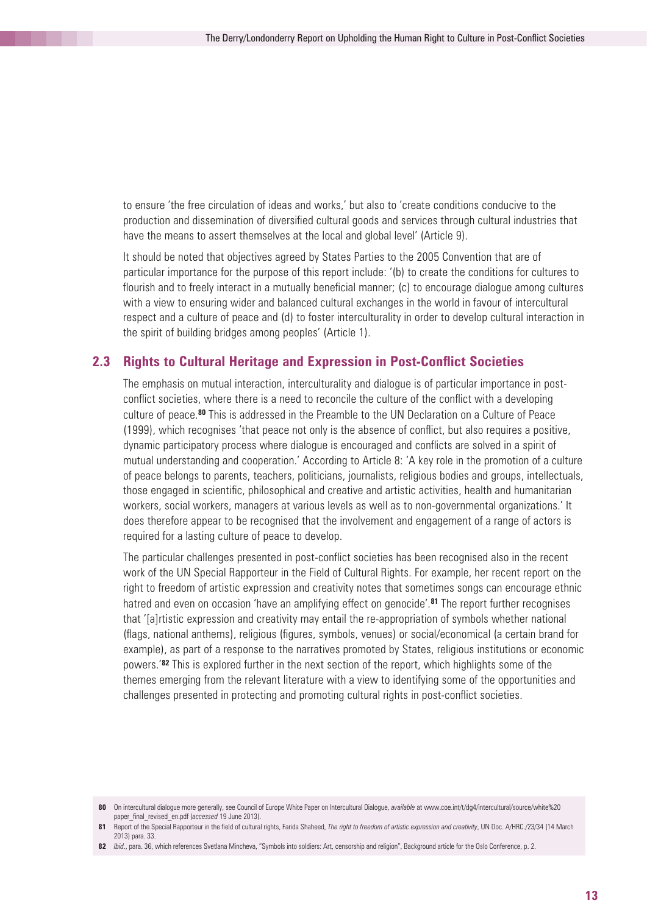to ensure 'the free circulation of ideas and works,' but also to 'create conditions conducive to the production and dissemination of diversified cultural goods and services through cultural industries that have the means to assert themselves at the local and global level' (Article 9).

It should be noted that objectives agreed by States Parties to the 2005 Convention that are of particular importance for the purpose of this report include: '(b) to create the conditions for cultures to flourish and to freely interact in a mutually beneficial manner; (c) to encourage dialogue among cultures with a view to ensuring wider and balanced cultural exchanges in the world in favour of intercultural respect and a culture of peace and (d) to foster interculturality in order to develop cultural interaction in the spirit of building bridges among peoples' (Article 1).

## 2.3 Rights to Cultural Heritage and Expression in Post-Conflict Societies

The emphasis on mutual interaction, interculturality and dialogue is of particular importance in post-conflict societies, where there is a need to reconcile the culture of the conflict with a developing culture of peace.[80] This is addressed in the Preamble to the UN Declaration on a Culture of Peace (1999), which recognises 'that peace not only is the absence of conflict, but also requires a positive, dynamic participatory process where dialogue is encouraged and conflicts are solved in a spirit of mutual understanding and cooperation.' According to Article 8: 'A key role in the promotion of a culture of peace belongs to parents, teachers, politicians, journalists, religious bodies and groups, intellectuals, those engaged in scientific, philosophical and creative and artistic activities, health and humanitarian workers, social workers, managers at various levels as well as to non-governmental organizations.' It does therefore appear to be recognised that the involvement and engagement of a range of actors is required for a lasting culture of peace to develop.

The particular challenges presented in post-conflict societies has been recognised also in the recent work of the UN Special Rapporteur in the Field of Cultural Rights. For example, her recent report on the right to freedom of artistic expression and creativity notes that sometimes songs can encourage ethnic hatred and even on occasion 'have an amplifying effect on genocide'.[81] The report further recognises that '[a]rtistic expression and creativity may entail the re-appropriation of symbols whether national (flags, national anthems), religious (figures, symbols, venues) or social/economical (a certain brand for example), as part of a response to the narratives promoted by States, religious institutions or economic powers.'[82] This is explored further in the next section of the report, which highlights some of the themes emerging from the relevant literature with a view to identifying some of the opportunities and challenges presented in protecting and promoting cultural rights in post-conflict societies.

---

**80** On intercultural dialogue more generally, see Council of Europe White Paper on Intercultural Dialogue, *available* at www.coe.int/t/dg4/intercultural/source/white%20 paper_final_revised_en.pdf (*accessed* 19 June 2013).

**81** Report of the Special Rapporteur in the field of cultural rights, Farida Shaheed, *The right to freedom of artistic expression and creativity*, UN Doc. A/HRC./23/34 (14 March 2013) para. 33.

**82** *Ibid*., para. 36, which references Svetlana Mincheva, "Symbols into soldiers: Art, censorship and religion", Background article for the Oslo Conference, p. 2.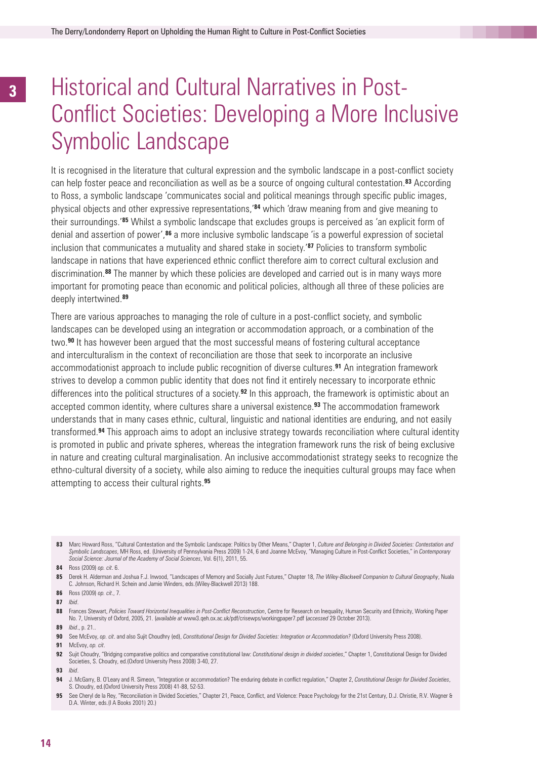# Historical and Cultural Narratives in Post-Conflict Societies: Developing a More Inclusive Symbolic Landscape

It is recognised in the literature that cultural expression and the symbolic landscape in a post-conflict society can help foster peace and reconciliation as well as be a source of ongoing cultural contestation.[83] According to Ross, a symbolic landscape 'communicates social and political meanings through specific public images, physical objects and other expressive representations,'[84] which 'draw meaning from and give meaning to their surroundings.'[85] Whilst a symbolic landscape that excludes groups is perceived as 'an explicit form of denial and assertion of power',[86] a more inclusive symbolic landscape 'is a powerful expression of societal inclusion that communicates a mutuality and shared stake in society.'[87] Policies to transform symbolic landscape in nations that have experienced ethnic conflict therefore aim to correct cultural exclusion and discrimination.[88] The manner by which these policies are developed and carried out is in many ways more important for promoting peace than economic and political policies, although all three of these policies are deeply intertwined.[89]

There are various approaches to managing the role of culture in a post-conflict society, and symbolic landscapes can be developed using an integration or accommodation approach, or a combination of the two.[90] It has however been argued that the most successful means of fostering cultural acceptance and interculturalism in the context of reconciliation are those that seek to incorporate an inclusive accommodationist approach to include public recognition of diverse cultures.[91] An integration framework strives to develop a common public identity that does not find it entirely necessary to incorporate ethnic differences into the political structures of a society.[92] In this approach, the framework is optimistic about an accepted common identity, where cultures share a universal existence.[93] The accommodation framework understands that in many cases ethnic, cultural, linguistic and national identities are enduring, and not easily transformed.[94] This approach aims to adopt an inclusive strategy towards reconciliation where cultural identity is promoted in public and private spheres, whereas the integration framework runs the risk of being exclusive in nature and creating cultural marginalisation. An inclusive accommodationist strategy seeks to recognize the ethno-cultural diversity of a society, while also aiming to reduce the inequities cultural groups may face when attempting to access their cultural rights.[95]

---

**83** Marc Howard Ross, "Cultural Contestation and the Symbolic Landscape: Politics by Other Means," Chapter 1, *Culture and Belonging in Divided Societies: Contestation and Symbolic Landscapes*, MH Ross, ed. (University of Pennsylvania Press 2009) 1-24, 6 and Joanne McEvoy, "Managing Culture in Post-Conflict Societies," in *Contemporary Social Science: Journal of the Academy of Social Sciences*, Vol. 6(1), 2011, 55.

**84** Ross (2009) *op. cit*. 6.

**85** Derek H. Alderman and Joshua F.J. Inwood, "Landscapes of Memory and Socially Just Futures," Chapter 18, *The Wiley-Blackwell Companion to Cultural Geography*, Nuala C. Johnson, Richard H. Schein and Jamie Winders, eds.(Wiley-Blackwell 2013) 188.

**86** Ross (2009) *op. cit*., 7.

**87** *Ibid*.

**88** Frances Stewart, *Policies Toward Horizontal Inequalities in Post-Conflict Reconstruction*, Centre for Research on Inequality, Human Security and Ethnicity, Working Paper No. 7, University of Oxford, 2005, 21. (*available at* www3.qeh.ox.ac.uk/pdf/crisewps/workingpaper7.pdf (*accessed* 29 October 2013).

**89** *Ibid*., p. 21..

**90** See McEvoy, *op. cit*. and also Sujit Choudhry (ed), *Constitutional Design for Divided Societies: Integration or Accommodation?* (Oxford University Press 2008).

**91** McEvoy, *op. cit*.

**92** Sujit Choudry, "Bridging comparative politics and comparative constitutional law: *Constitutional design in divided societies*," Chapter 1, Constitutional Design for Divided Societies, S. Choudry, ed.(Oxford University Press 2008) 3-40, 27.

**93** *Ibid*.

**94** J. McGarry, B. O'Leary and R. Simeon, "Integration or accommodation? The enduring debate in conflict regulation," Chapter 2, *Constitutional Design for Divided Societies*, S. Choudry, ed.(Oxford University Press 2008) 41-88, 52-53.

**95** See Cheryl de la Rey, "Reconciliation in Divided Societies," Chapter 21, Peace, Conflict, and Violence: Peace Psychology for the 21st Century, D.J. Christie, R.V. Wagner & D.A. Winter, eds.(I A Books 2001) 20.)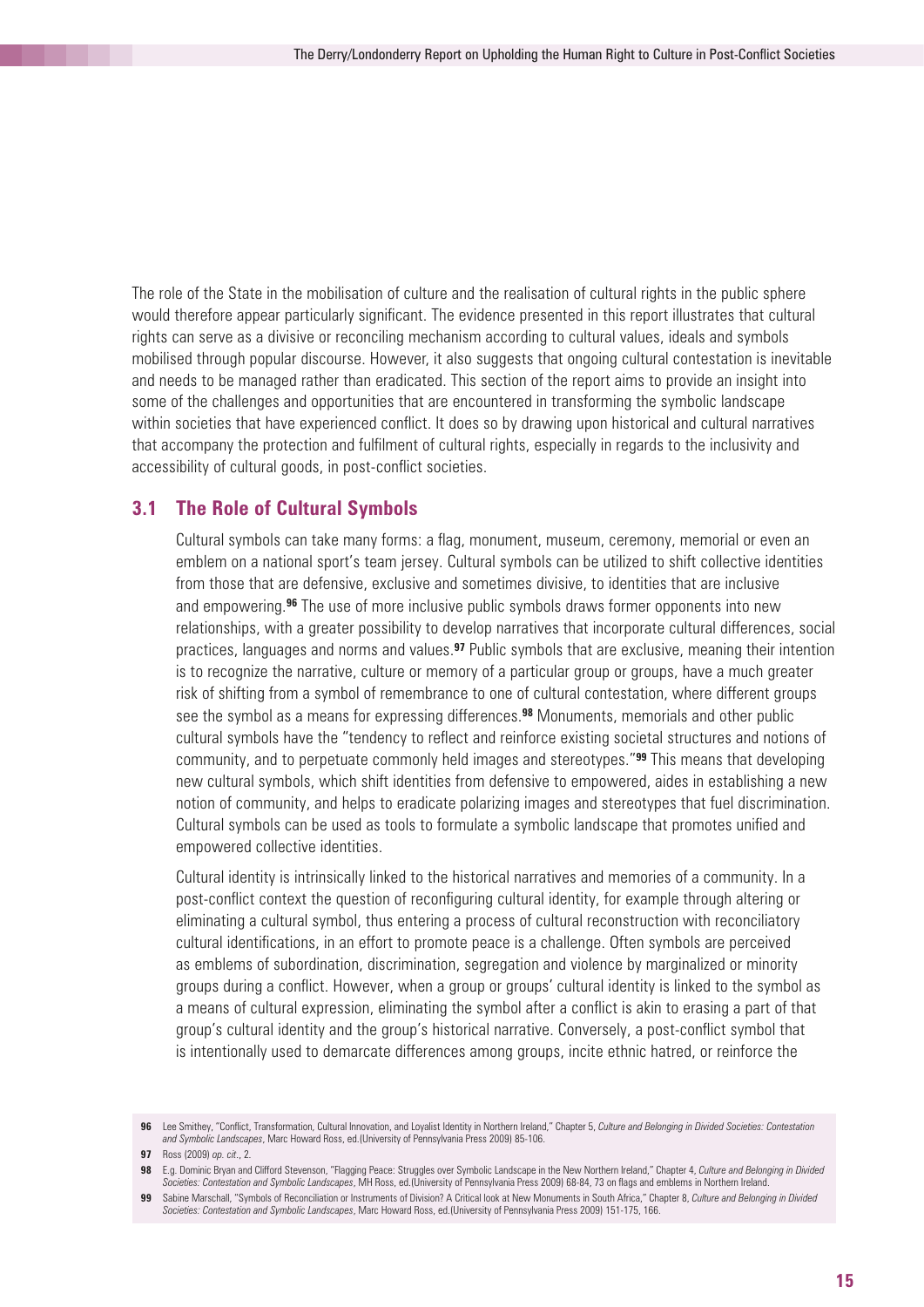The role of the State in the mobilisation of culture and the realisation of cultural rights in the public sphere would therefore appear particularly significant. The evidence presented in this report illustrates that cultural rights can serve as a divisive or reconciling mechanism according to cultural values, ideals and symbols mobilised through popular discourse. However, it also suggests that ongoing cultural contestation is inevitable and needs to be managed rather than eradicated. This section of the report aims to provide an insight into some of the challenges and opportunities that are encountered in transforming the symbolic landscape within societies that have experienced conflict. It does so by drawing upon historical and cultural narratives that accompany the protection and fulfilment of cultural rights, especially in regards to the inclusivity and accessibility of cultural goods, in post-conflict societies.

## 3.1 The Role of Cultural Symbols

Cultural symbols can take many forms: a flag, monument, museum, ceremony, memorial or even an emblem on a national sport's team jersey. Cultural symbols can be utilized to shift collective identities from those that are defensive, exclusive and sometimes divisive, to identities that are inclusive and empowering.[96] The use of more inclusive public symbols draws former opponents into new relationships, with a greater possibility to develop narratives that incorporate cultural differences, social practices, languages and norms and values.[97] Public symbols that are exclusive, meaning their intention is to recognize the narrative, culture or memory of a particular group or groups, have a much greater risk of shifting from a symbol of remembrance to one of cultural contestation, where different groups see the symbol as a means for expressing differences.[98] Monuments, memorials and other public cultural symbols have the "tendency to reflect and reinforce existing societal structures and notions of community, and to perpetuate commonly held images and stereotypes."[99] This means that developing new cultural symbols, which shift identities from defensive to empowered, aides in establishing a new notion of community, and helps to eradicate polarizing images and stereotypes that fuel discrimination. Cultural symbols can be used as tools to formulate a symbolic landscape that promotes unified and empowered collective identities.

Cultural identity is intrinsically linked to the historical narratives and memories of a community. In a post-conflict context the question of reconfiguring cultural identity, for example through altering or eliminating a cultural symbol, thus entering a process of cultural reconstruction with reconciliatory cultural identifications, in an effort to promote peace is a challenge. Often symbols are perceived as emblems of subordination, discrimination, segregation and violence by marginalized or minority groups during a conflict. However, when a group or groups' cultural identity is linked to the symbol as a means of cultural expression, eliminating the symbol after a conflict is akin to erasing a part of that group's cultural identity and the group's historical narrative. Conversely, a post-conflict symbol that is intentionally used to demarcate differences among groups, incite ethnic hatred, or reinforce the

---

**96** Lee Smithey, "Conflict, Transformation, Cultural Innovation, and Loyalist Identity in Northern Ireland," Chapter 5, *Culture and Belonging in Divided Societies: Contestation and Symbolic Landscapes*, Marc Howard Ross, ed.(University of Pennsylvania Press 2009) 85-106.

**97** Ross (2009) *op. cit.*, 2.

**98** E.g. Dominic Bryan and Clifford Stevenson, "Flagging Peace: Struggles over Symbolic Landscape in the New Northern Ireland," Chapter 4, *Culture and Belonging in Divided Societies: Contestation and Symbolic Landscapes*, MH Ross, ed.(University of Pennsylvania Press 2009) 68-84, 73 on flags and emblems in Northern Ireland.

**99** Sabine Marschall, "Symbols of Reconciliation or Instruments of Division? A Critical look at New Monuments in South Africa," Chapter 8, *Culture and Belonging in Divided Societies: Contestation and Symbolic Landscapes*, Marc Howard Ross, ed.(University of Pennsylvania Press 2009) 151-175, 166.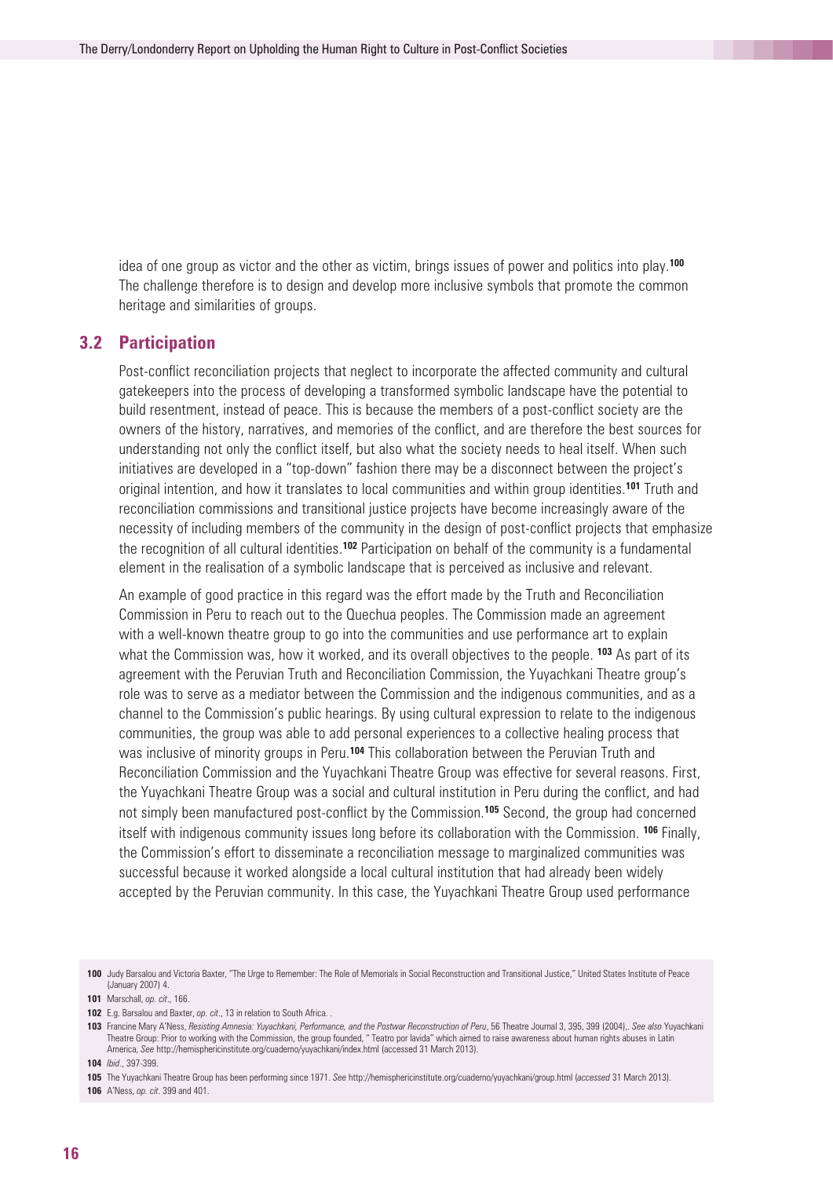idea of one group as victor and the other as victim, brings issues of power and politics into play.[100] The challenge therefore is to design and develop more inclusive symbols that promote the common heritage and similarities of groups.

## 3.2 Participation

Post-conflict reconciliation projects that neglect to incorporate the affected community and cultural gatekeepers into the process of developing a transformed symbolic landscape have the potential to build resentment, instead of peace. This is because the members of a post-conflict society are the owners of the history, narratives, and memories of the conflict, and are therefore the best sources for understanding not only the conflict itself, but also what the society needs to heal itself. When such initiatives are developed in a "top-down" fashion there may be a disconnect between the project's original intention, and how it translates to local communities and within group identities.[101] Truth and reconciliation commissions and transitional justice projects have become increasingly aware of the necessity of including members of the community in the design of post-conflict projects that emphasize the recognition of all cultural identities.[102] Participation on behalf of the community is a fundamental element in the realisation of a symbolic landscape that is perceived as inclusive and relevant.

An example of good practice in this regard was the effort made by the Truth and Reconciliation Commission in Peru to reach out to the Quechua peoples. The Commission made an agreement with a well-known theatre group to go into the communities and use performance art to explain what the Commission was, how it worked, and its overall objectives to the people. [103] As part of its agreement with the Peruvian Truth and Reconciliation Commission, the Yuyachkani Theatre group's role was to serve as a mediator between the Commission and the indigenous communities, and as a channel to the Commission's public hearings. By using cultural expression to relate to the indigenous communities, the group was able to add personal experiences to a collective healing process that was inclusive of minority groups in Peru.[104] This collaboration between the Peruvian Truth and Reconciliation Commission and the Yuyachkani Theatre Group was effective for several reasons. First, the Yuyachkani Theatre Group was a social and cultural institution in Peru during the conflict, and had not simply been manufactured post-conflict by the Commission.[105] Second, the group had concerned itself with indigenous community issues long before its collaboration with the Commission. [106] Finally, the Commission's effort to disseminate a reconciliation message to marginalized communities was successful because it worked alongside a local cultural institution that had already been widely accepted by the Peruvian community. In this case, the Yuyachkani Theatre Group used performance

---

**100** Judy Barsalou and Victoria Baxter, "The Urge to Remember: The Role of Memorials in Social Reconstruction and Transitional Justice," United States Institute of Peace (January 2007) 4.

**101** Marschall, *op. cit*., 166.

**102** E.g. Barsalou and Baxter, *op. cit*., 13 in relation to South Africa. .

**103** Francine Mary A'Ness, *Resisting Amnesia: Yuyachkani, Performance, and the Postwar Reconstruction of Peru*, 56 Theatre Journal 3, 395, 399 (2004),. *See also* Yuyachkani Theatre Group: Prior to working with the Commission, the group founded, " Teatro por lavida" which aimed to raise awareness about human rights abuses in Latin America, *See* http://hemisphericinstitute.org/cuaderno/yuyachkani/index.html (accessed 31 March 2013).

**104** *Ibid*., 397-399.

**105** The Yuyachkani Theatre Group has been performing since 1971. *See* http://hemisphericinstitute.org/cuaderno/yuyachkani/group.html (*accessed* 31 March 2013).

**106** A'Ness, *op. cit*. 399 and 401.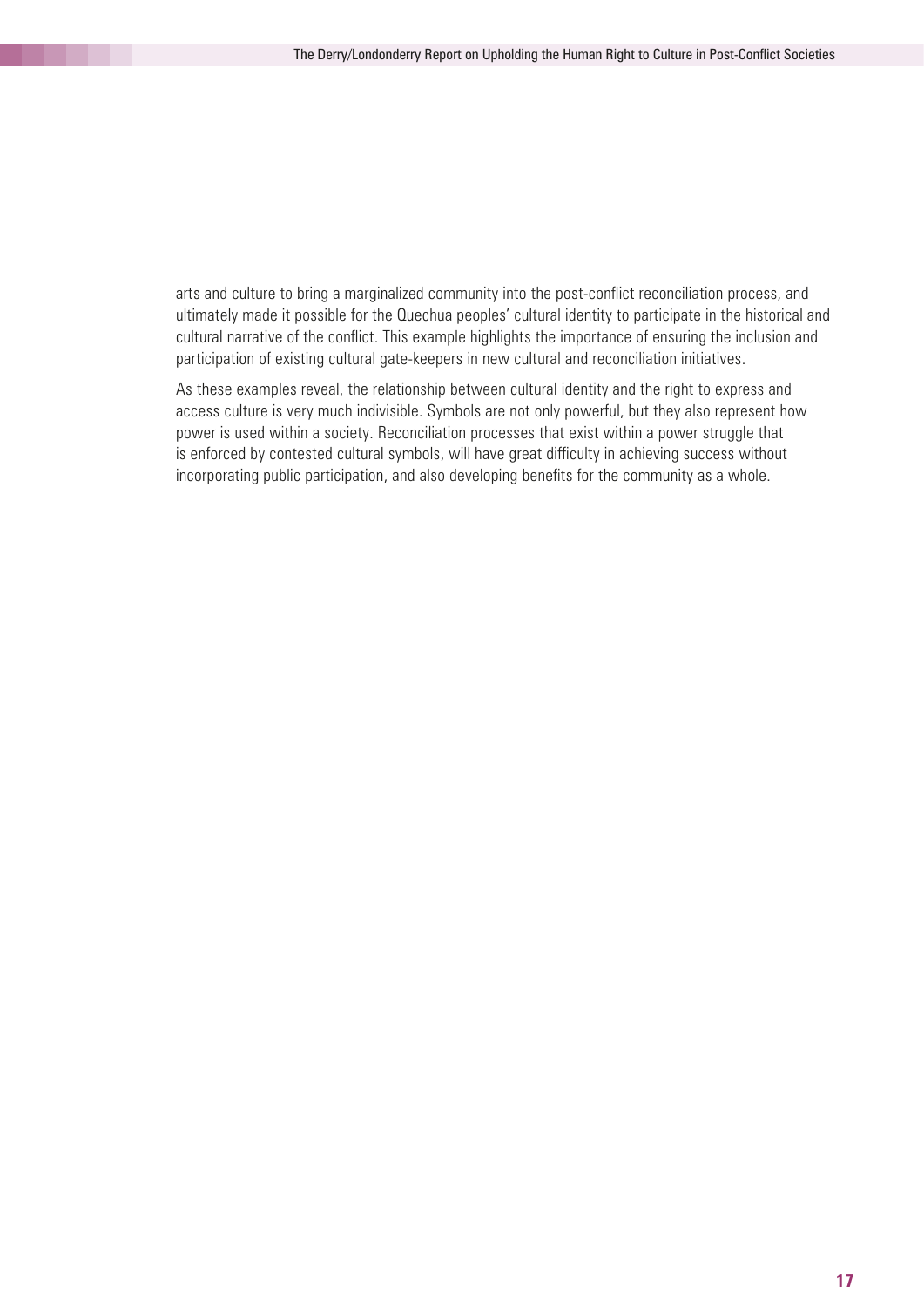arts and culture to bring a marginalized community into the post-conflict reconciliation process, and ultimately made it possible for the Quechua peoples' cultural identity to participate in the historical and cultural narrative of the conflict. This example highlights the importance of ensuring the inclusion and participation of existing cultural gate-keepers in new cultural and reconciliation initiatives.

As these examples reveal, the relationship between cultural identity and the right to express and access culture is very much indivisible. Symbols are not only powerful, but they also represent how power is used within a society. Reconciliation processes that exist within a power struggle that is enforced by contested cultural symbols, will have great difficulty in achieving success without incorporating public participation, and also developing benefits for the community as a whole.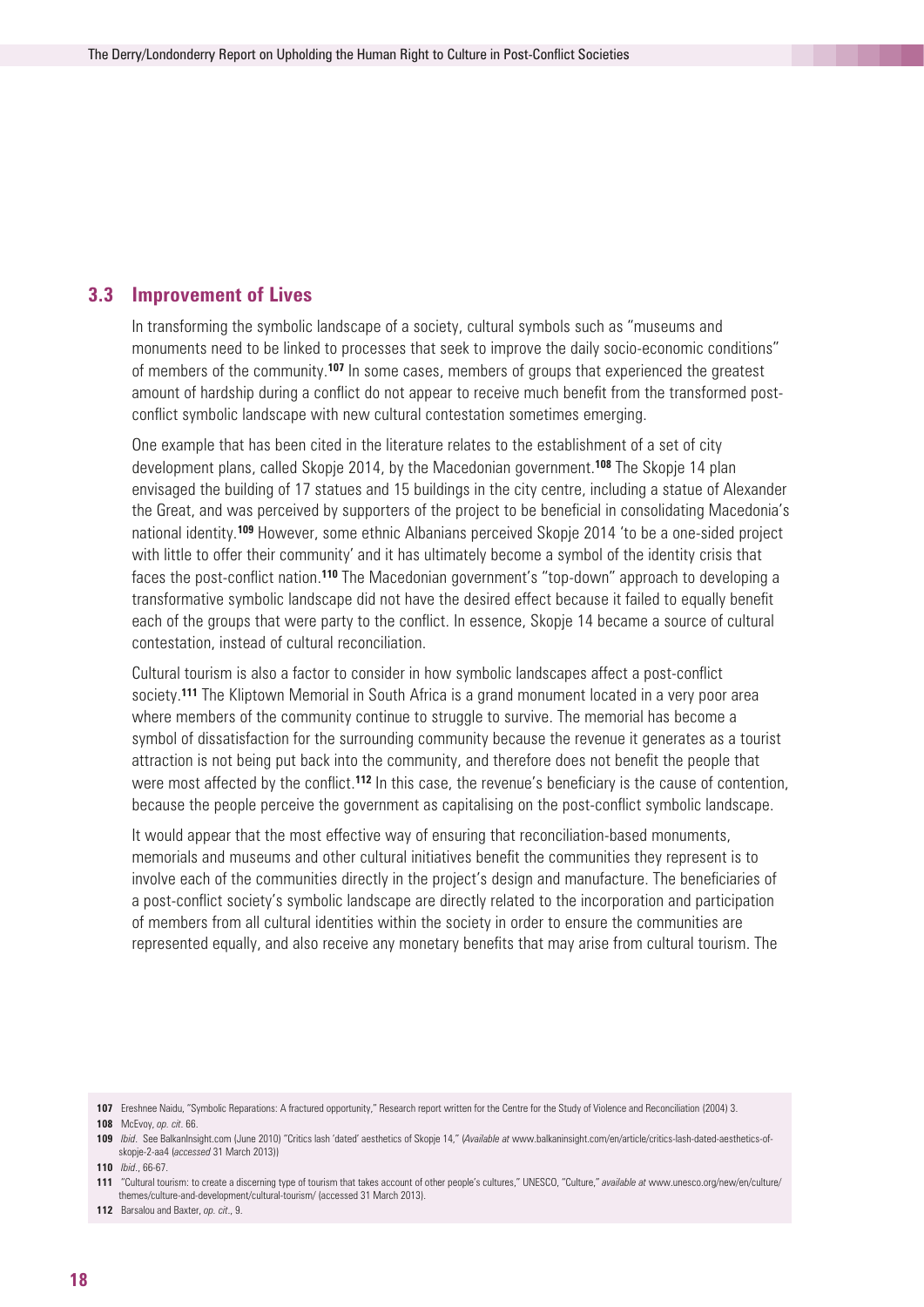## 3.3 Improvement of Lives

In transforming the symbolic landscape of a society, cultural symbols such as "museums and monuments need to be linked to processes that seek to improve the daily socio-economic conditions" of members of the community.[107] In some cases, members of groups that experienced the greatest amount of hardship during a conflict do not appear to receive much benefit from the transformed post-conflict symbolic landscape with new cultural contestation sometimes emerging.

One example that has been cited in the literature relates to the establishment of a set of city development plans, called Skopje 2014, by the Macedonian government.[108] The Skopje 14 plan envisaged the building of 17 statues and 15 buildings in the city centre, including a statue of Alexander the Great, and was perceived by supporters of the project to be beneficial in consolidating Macedonia's national identity.[109] However, some ethnic Albanians perceived Skopje 2014 'to be a one-sided project with little to offer their community' and it has ultimately become a symbol of the identity crisis that faces the post-conflict nation.[110] The Macedonian government's "top-down" approach to developing a transformative symbolic landscape did not have the desired effect because it failed to equally benefit each of the groups that were party to the conflict. In essence, Skopje 14 became a source of cultural contestation, instead of cultural reconciliation.

Cultural tourism is also a factor to consider in how symbolic landscapes affect a post-conflict society.[111] The Kliptown Memorial in South Africa is a grand monument located in a very poor area where members of the community continue to struggle to survive. The memorial has become a symbol of dissatisfaction for the surrounding community because the revenue it generates as a tourist attraction is not being put back into the community, and therefore does not benefit the people that were most affected by the conflict.[112] In this case, the revenue's beneficiary is the cause of contention, because the people perceive the government as capitalising on the post-conflict symbolic landscape.

It would appear that the most effective way of ensuring that reconciliation-based monuments, memorials and museums and other cultural initiatives benefit the communities they represent is to involve each of the communities directly in the project's design and manufacture. The beneficiaries of a post-conflict society's symbolic landscape are directly related to the incorporation and participation of members from all cultural identities within the society in order to ensure the communities are represented equally, and also receive any monetary benefits that may arise from cultural tourism. The

---

**107** Ereshnee Naidu, "Symbolic Reparations: A fractured opportunity," Research report written for the Centre for the Study of Violence and Reconciliation (2004) 3.

**108** McEvoy, *op. cit*. 66.

**109** *Ibid*. See BalkanInsight.com (June 2010) "Critics lash 'dated' aesthetics of Skopje 14," (*Available at* www.balkaninsight.com/en/article/critics-lash-dated-aesthetics-of-skopje-2-aa4 (*accessed* 31 March 2013))

**110** *Ibid*., 66-67.

**111** "Cultural tourism: to create a discerning type of tourism that takes account of other people's cultures," UNESCO, "Culture," *available at* www.unesco.org/new/en/culture/themes/culture-and-development/cultural-tourism/ (accessed 31 March 2013).

**112** Barsalou and Baxter, *op. cit*., 9.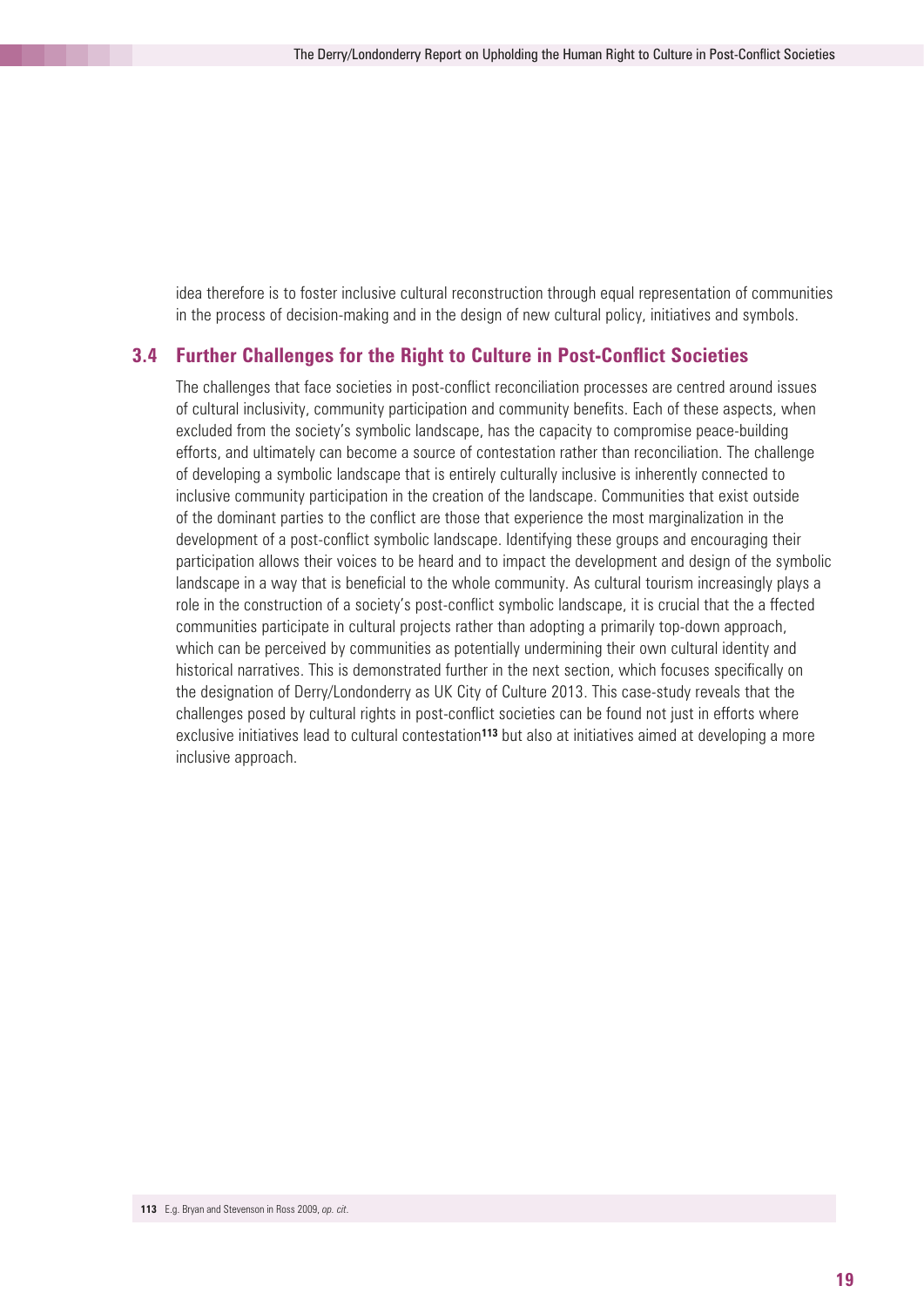idea therefore is to foster inclusive cultural reconstruction through equal representation of communities in the process of decision-making and in the design of new cultural policy, initiatives and symbols.

## 3.4 Further Challenges for the Right to Culture in Post-Conflict Societies

The challenges that face societies in post-conflict reconciliation processes are centred around issues of cultural inclusivity, community participation and community benefits. Each of these aspects, when excluded from the society's symbolic landscape, has the capacity to compromise peace-building efforts, and ultimately can become a source of contestation rather than reconciliation. The challenge of developing a symbolic landscape that is entirely culturally inclusive is inherently connected to inclusive community participation in the creation of the landscape. Communities that exist outside of the dominant parties to the conflict are those that experience the most marginalization in the development of a post-conflict symbolic landscape. Identifying these groups and encouraging their participation allows their voices to be heard and to impact the development and design of the symbolic landscape in a way that is beneficial to the whole community. As cultural tourism increasingly plays a role in the construction of a society's post-conflict symbolic landscape, it is crucial that the a ffected communities participate in cultural projects rather than adopting a primarily top-down approach, which can be perceived by communities as potentially undermining their own cultural identity and historical narratives. This is demonstrated further in the next section, which focuses specifically on the designation of Derry/Londonderry as UK City of Culture 2013. This case-study reveals that the challenges posed by cultural rights in post-conflict societies can be found not just in efforts where exclusive initiatives lead to cultural contestation[113] but also at initiatives aimed at developing a more inclusive approach.

[113] E.g. Bryan and Stevenson in Ross 2009, *op. cit*.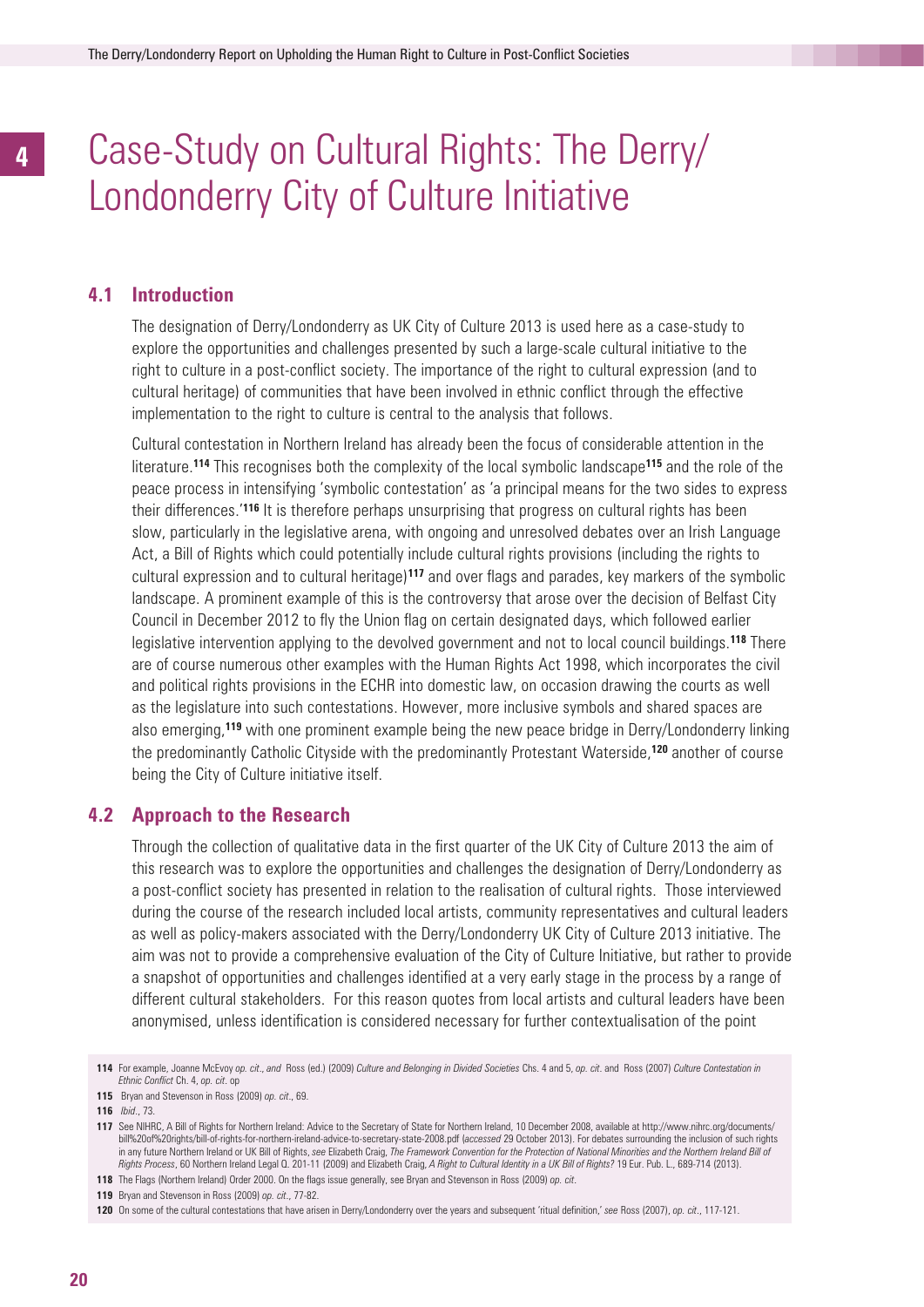# 4 Case-Study on Cultural Rights: The Derry/Londonderry City of Culture Initiative

## 4.1 Introduction

The designation of Derry/Londonderry as UK City of Culture 2013 is used here as a case-study to explore the opportunities and challenges presented by such a large-scale cultural initiative to the right to culture in a post-conflict society. The importance of the right to cultural expression (and to cultural heritage) of communities that have been involved in ethnic conflict through the effective implementation to the right to culture is central to the analysis that follows.

Cultural contestation in Northern Ireland has already been the focus of considerable attention in the literature.[114] This recognises both the complexity of the local symbolic landscape[115] and the role of the peace process in intensifying 'symbolic contestation' as 'a principal means for the two sides to express their differences.'[116] It is therefore perhaps unsurprising that progress on cultural rights has been slow, particularly in the legislative arena, with ongoing and unresolved debates over an Irish Language Act, a Bill of Rights which could potentially include cultural rights provisions (including the rights to cultural expression and to cultural heritage)[117] and over flags and parades, key markers of the symbolic landscape. A prominent example of this is the controversy that arose over the decision of Belfast City Council in December 2012 to fly the Union flag on certain designated days, which followed earlier legislative intervention applying to the devolved government and not to local council buildings.[118] There are of course numerous other examples with the Human Rights Act 1998, which incorporates the civil and political rights provisions in the ECHR into domestic law, on occasion drawing the courts as well as the legislature into such contestations. However, more inclusive symbols and shared spaces are also emerging,[119] with one prominent example being the new peace bridge in Derry/Londonderry linking the predominantly Catholic Cityside with the predominantly Protestant Waterside,[120] another of course being the City of Culture initiative itself.

## 4.2 Approach to the Research

Through the collection of qualitative data in the first quarter of the UK City of Culture 2013 the aim of this research was to explore the opportunities and challenges the designation of Derry/Londonderry as a post-conflict society has presented in relation to the realisation of cultural rights. Those interviewed during the course of the research included local artists, community representatives and cultural leaders as well as policy-makers associated with the Derry/Londonderry UK City of Culture 2013 initiative. The aim was not to provide a comprehensive evaluation of the City of Culture Initiative, but rather to provide a snapshot of opportunities and challenges identified at a very early stage in the process by a range of different cultural stakeholders. For this reason quotes from local artists and cultural leaders have been anonymised, unless identification is considered necessary for further contextualisation of the point

---

**114** For example, Joanne McEvoy *op. cit*., *and* Ross (ed.) (2009) *Culture and Belonging in Divided Societies* Chs. 4 and 5, *op. cit*. and Ross (2007) *Culture Contestation in Ethnic Conflict* Ch. 4, *op. cit*. op

**115** Bryan and Stevenson in Ross (2009) *op. cit*., 69.

**116** *Ibid*., 73.

**117** See NIHRC, A Bill of Rights for Northern Ireland: Advice to the Secretary of State for Northern Ireland, 10 December 2008, available at http://www.nihrc.org/documents/bill%20of%20rights/bill-of-rights-for-northern-ireland-advice-to-secretary-state-2008.pdf (*accessed* 29 October 2013). For debates surrounding the inclusion of such rights in any future Northern Ireland or UK Bill of Rights, *see* Elizabeth Craig, *The Framework Convention for the Protection of National Minorities and the Northern Ireland Bill of Rights Process*, 60 Northern Ireland Legal Q. 201-11 (2009) and Elizabeth Craig, *A Right to Cultural Identity in a UK Bill of Rights?* 19 Eur. Pub. L., 689-714 (2013).

**118** The Flags (Northern Ireland) Order 2000. On the flags issue generally, see Bryan and Stevenson in Ross (2009) *op. cit*.

**119** Bryan and Stevenson in Ross (2009) *op. cit*., 77-82.

**120** On some of the cultural contestations that have arisen in Derry/Londonderry over the years and subsequent 'ritual definition,' *see* Ross (2007), *op. cit*., 117-121.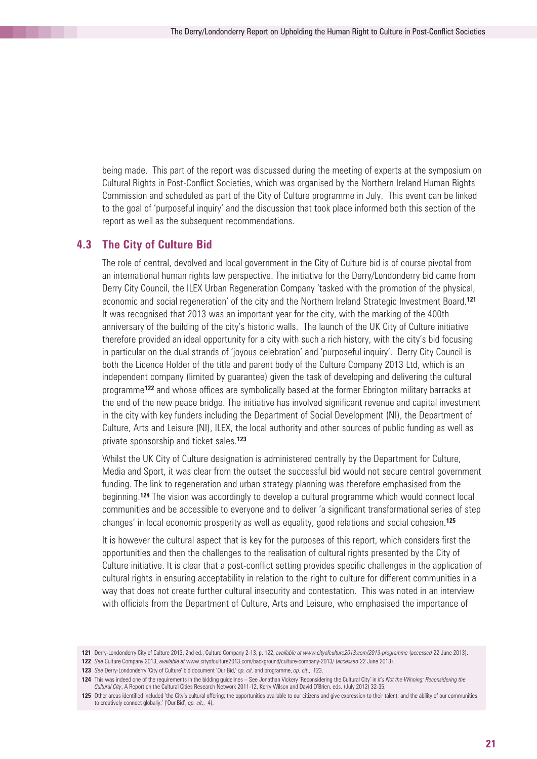being made. This part of the report was discussed during the meeting of experts at the symposium on Cultural Rights in Post-Conflict Societies, which was organised by the Northern Ireland Human Rights Commission and scheduled as part of the City of Culture programme in July. This event can be linked to the goal of 'purposeful inquiry' and the discussion that took place informed both this section of the report as well as the subsequent recommendations.

## 4.3 The City of Culture Bid

The role of central, devolved and local government in the City of Culture bid is of course pivotal from an international human rights law perspective. The initiative for the Derry/Londonderry bid came from Derry City Council, the ILEX Urban Regeneration Company 'tasked with the promotion of the physical, economic and social regeneration' of the city and the Northern Ireland Strategic Investment Board.[121] It was recognised that 2013 was an important year for the city, with the marking of the 400th anniversary of the building of the city's historic walls. The launch of the UK City of Culture initiative therefore provided an ideal opportunity for a city with such a rich history, with the city's bid focusing in particular on the dual strands of 'joyous celebration' and 'purposeful inquiry'. Derry City Council is both the Licence Holder of the title and parent body of the Culture Company 2013 Ltd, which is an independent company (limited by guarantee) given the task of developing and delivering the cultural programme[122] and whose offices are symbolically based at the former Ebrington military barracks at the end of the new peace bridge. The initiative has involved significant revenue and capital investment in the city with key funders including the Department of Social Development (NI), the Department of Culture, Arts and Leisure (NI), ILEX, the local authority and other sources of public funding as well as private sponsorship and ticket sales.[123]

Whilst the UK City of Culture designation is administered centrally by the Department for Culture, Media and Sport, it was clear from the outset the successful bid would not secure central government funding. The link to regeneration and urban strategy planning was therefore emphasised from the beginning.[124] The vision was accordingly to develop a cultural programme which would connect local communities and be accessible to everyone and to deliver 'a significant transformational series of step changes' in local economic prosperity as well as equality, good relations and social cohesion.[125]

It is however the cultural aspect that is key for the purposes of this report, which considers first the opportunities and then the challenges to the realisation of cultural rights presented by the City of Culture initiative. It is clear that a post-conflict setting provides specific challenges in the application of cultural rights in ensuring acceptability in relation to the right to culture for different communities in a way that does not create further cultural insecurity and contestation. This was noted in an interview with officials from the Department of Culture, Arts and Leisure, who emphasised the importance of

---

121 Derry-Londonderry City of Culture 2013, 2nd ed., Culture Company 2-13, p. 122, *available at www.cityofculture2013.com/2013-programme* (*accessed* 22 June 2013).

122 *See* Culture Company 2013, *available at* www.cityofculture2013.com/background/culture-company-2013/ (*accessed* 22 June 2013).

123 *See* Derry-Londonderry 'City of Culture' bid document 'Our Bid,' *op. cit*. and programme, *op. cit*., 123.

124 This was indeed one of the requirements in the bidding guidelines – See Jonathan Vickery 'Reconsidering the Cultural City' in *It's Not the Winning: Reconsidering the Cultural City*, A Report on the Cultural Cities Research Network 2011-12, Kerry Wilson and David O'Brien, eds. (July 2012) 32-35.

125 Other areas identified included 'the City's cultural offering; the opportunities available to our citizens and give expression to their talent; and the ability of our communities to creatively connect globally.' ('Our Bid', *op. cit*., 4).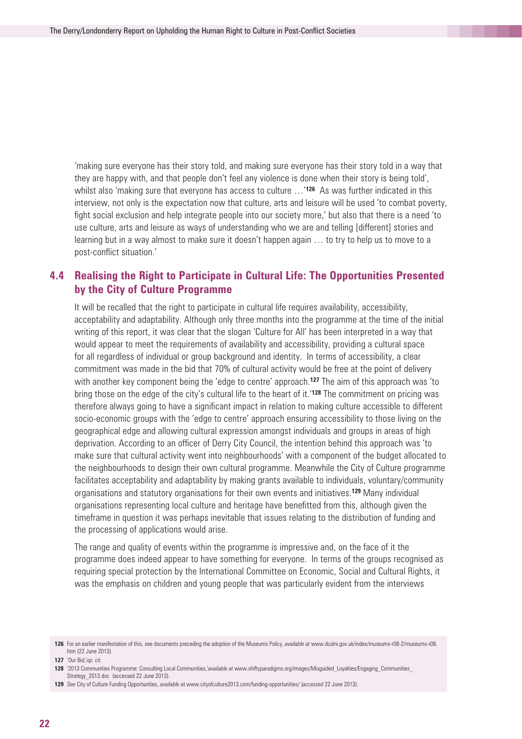'making sure everyone has their story told, and making sure everyone has their story told in a way that they are happy with, and that people don't feel any violence is done when their story is being told', whilst also 'making sure that everyone has access to culture …'[126] As was further indicated in this interview, not only is the expectation now that culture, arts and leisure will be used 'to combat poverty, fight social exclusion and help integrate people into our society more,' but also that there is a need 'to use culture, arts and leisure as ways of understanding who we are and telling [different] stories and learning but in a way almost to make sure it doesn't happen again … to try to help us to move to a post-conflict situation.'

## 4.4 Realising the Right to Participate in Cultural Life: The Opportunities Presented by the City of Culture Programme

It will be recalled that the right to participate in cultural life requires availability, accessibility, acceptability and adaptability. Although only three months into the programme at the time of the initial writing of this report, it was clear that the slogan 'Culture for All' has been interpreted in a way that would appear to meet the requirements of availability and accessibility, providing a cultural space for all regardless of individual or group background and identity. In terms of accessibility, a clear commitment was made in the bid that 70% of cultural activity would be free at the point of delivery with another key component being the 'edge to centre' approach.[127] The aim of this approach was 'to bring those on the edge of the city's cultural life to the heart of it.'[128] The commitment on pricing was therefore always going to have a significant impact in relation to making culture accessible to different socio-economic groups with the 'edge to centre' approach ensuring accessibility to those living on the geographical edge and allowing cultural expression amongst individuals and groups in areas of high deprivation. According to an officer of Derry City Council, the intention behind this approach was 'to make sure that cultural activity went into neighbourhoods' with a component of the budget allocated to the neighbourhoods to design their own cultural programme. Meanwhile the City of Culture programme facilitates acceptability and adaptability by making grants available to individuals, voluntary/community organisations and statutory organisations for their own events and initiatives.[129] Many individual organisations representing local culture and heritage have benefitted from this, although given the timeframe in question it was perhaps inevitable that issues relating to the distribution of funding and the processing of applications would arise.

The range and quality of events within the programme is impressive and, on the face of it the programme does indeed appear to have something for everyone. In terms of the groups recognised as requiring special protection by the International Committee on Economic, Social and Cultural Rights, it was the emphasis on children and young people that was particularly evident from the interviews

---

126 For an earlier manifestation of this, see documents preceding the adoption of the Museums Policy, *available at* www.dcalni.gov.uk/index/museums-r08-2/museums-r08.htm (22 June 2013).

127 'Our Bid,'*op. cit*.

128 '2013 Communities Programme: Consulting Local Communities,'*available at* www.shiftyparadigms.org/images/Misguided_Loyalties/Engaging_Communities_Strategy_2013.doc (accessed 22 June 2013).

129 *See* City of Culture Funding Opportunities, *available* at www.cityofculture2013.com/funding-opportunities/ (*accessed* 22 June 2013).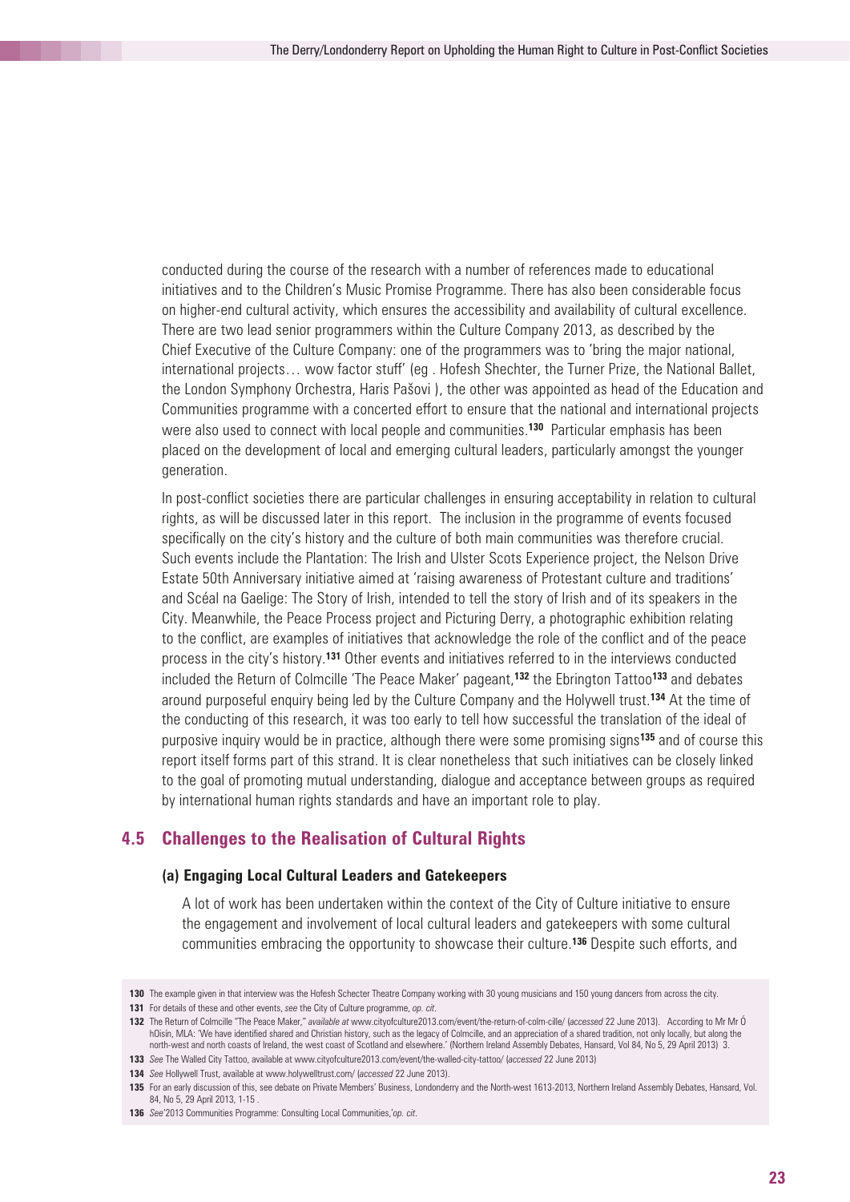conducted during the course of the research with a number of references made to educational initiatives and to the Children's Music Promise Programme. There has also been considerable focus on higher-end cultural activity, which ensures the accessibility and availability of cultural excellence. There are two lead senior programmers within the Culture Company 2013, as described by the Chief Executive of the Culture Company: one of the programmers was to 'bring the major national, international projects… wow factor stuff' (eg . Hofesh Shechter, the Turner Prize, the National Ballet, the London Symphony Orchestra, Haris Pašovi ), the other was appointed as head of the Education and Communities programme with a concerted effort to ensure that the national and international projects were also used to connect with local people and communities.[130] Particular emphasis has been placed on the development of local and emerging cultural leaders, particularly amongst the younger generation.

In post-conflict societies there are particular challenges in ensuring acceptability in relation to cultural rights, as will be discussed later in this report. The inclusion in the programme of events focused specifically on the city's history and the culture of both main communities was therefore crucial. Such events include the Plantation: The Irish and Ulster Scots Experience project, the Nelson Drive Estate 50th Anniversary initiative aimed at 'raising awareness of Protestant culture and traditions' and Scéal na Gaelige: The Story of Irish, intended to tell the story of Irish and of its speakers in the City. Meanwhile, the Peace Process project and Picturing Derry, a photographic exhibition relating to the conflict, are examples of initiatives that acknowledge the role of the conflict and of the peace process in the city's history.[131] Other events and initiatives referred to in the interviews conducted included the Return of Colmcille 'The Peace Maker' pageant,[132] the Ebrington Tattoo[133] and debates around purposeful enquiry being led by the Culture Company and the Holywell trust.[134] At the time of the conducting of this research, it was too early to tell how successful the translation of the ideal of purposive inquiry would be in practice, although there were some promising signs[135] and of course this report itself forms part of this strand. It is clear nonetheless that such initiatives can be closely linked to the goal of promoting mutual understanding, dialogue and acceptance between groups as required by international human rights standards and have an important role to play.

## 4.5 Challenges to the Realisation of Cultural Rights

### (a) Engaging Local Cultural Leaders and Gatekeepers

A lot of work has been undertaken within the context of the City of Culture initiative to ensure the engagement and involvement of local cultural leaders and gatekeepers with some cultural communities embracing the opportunity to showcase their culture.[136] Despite such efforts, and

---

130 The example given in that interview was the Hofesh Schecter Theatre Company working with 30 young musicians and 150 young dancers from across the city.

131 For details of these and other events, *see* the City of Culture programme, *op. cit*.

132 The Return of Colmcille "The Peace Maker," *available at* www.cityofculture2013.com/event/the-return-of-colm-cille/ (*accessed* 22 June 2013). According to Mr Mr Ó hOisín, MLA: 'We have identified shared and Christian history, such as the legacy of Colmcille, and an appreciation of a shared tradition, not only locally, but along the north-west and north coasts of Ireland, the west coast of Scotland and elsewhere.' (Northern Ireland Assembly Debates, Hansard, Vol 84, No 5, 29 April 2013) 3.

133 *See* The Walled City Tattoo, available at www.cityofculture2013.com/event/the-walled-city-tattoo/ (*accessed* 22 June 2013)

134 *See* Hollywell Trust, available at www.holywelltrust.com/ (*accessed* 22 June 2013).

135 For an early discussion of this, see debate on Private Members' Business, Londonderry and the North-west 1613-2013, Northern Ireland Assembly Debates, Hansard, Vol. 84, No 5, 29 April 2013, 1-15 .

136 *See* '2013 Communities Programme: Consulting Local Communities,' *op. cit*.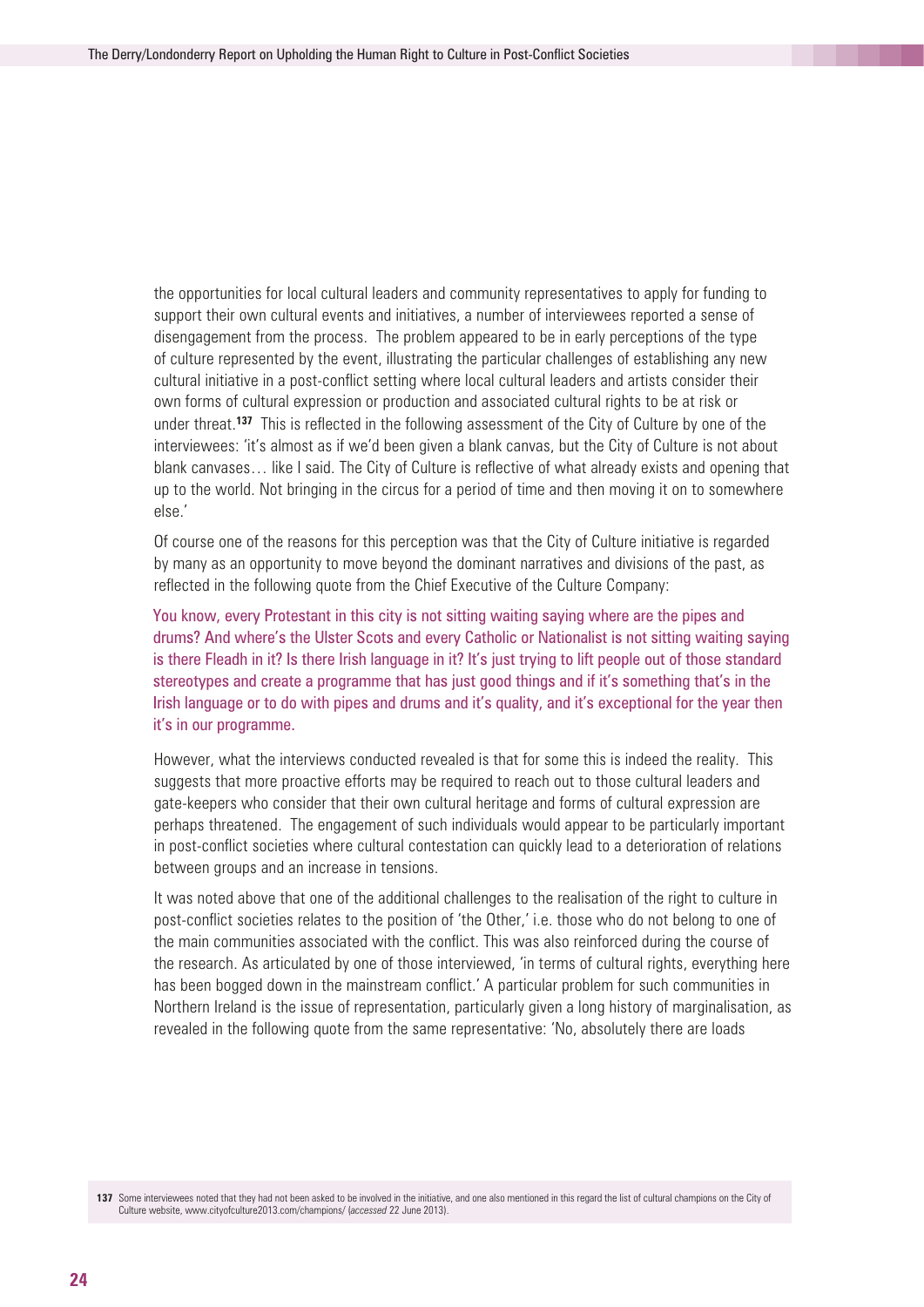the opportunities for local cultural leaders and community representatives to apply for funding to support their own cultural events and initiatives, a number of interviewees reported a sense of disengagement from the process. The problem appeared to be in early perceptions of the type of culture represented by the event, illustrating the particular challenges of establishing any new cultural initiative in a post-conflict setting where local cultural leaders and artists consider their own forms of cultural expression or production and associated cultural rights to be at risk or under threat.[137] This is reflected in the following assessment of the City of Culture by one of the interviewees: 'it's almost as if we'd been given a blank canvas, but the City of Culture is not about blank canvases… like I said. The City of Culture is reflective of what already exists and opening that up to the world. Not bringing in the circus for a period of time and then moving it on to somewhere else.'

Of course one of the reasons for this perception was that the City of Culture initiative is regarded by many as an opportunity to move beyond the dominant narratives and divisions of the past, as reflected in the following quote from the Chief Executive of the Culture Company:

> You know, every Protestant in this city is not sitting waiting saying where are the pipes and drums? And where's the Ulster Scots and every Catholic or Nationalist is not sitting waiting saying is there Fleadh in it? Is there Irish language in it? It's just trying to lift people out of those standard stereotypes and create a programme that has just good things and if it's something that's in the Irish language or to do with pipes and drums and it's quality, and it's exceptional for the year then it's in our programme.

However, what the interviews conducted revealed is that for some this is indeed the reality. This suggests that more proactive efforts may be required to reach out to those cultural leaders and gate-keepers who consider that their own cultural heritage and forms of cultural expression are perhaps threatened. The engagement of such individuals would appear to be particularly important in post-conflict societies where cultural contestation can quickly lead to a deterioration of relations between groups and an increase in tensions.

It was noted above that one of the additional challenges to the realisation of the right to culture in post-conflict societies relates to the position of 'the Other,' i.e. those who do not belong to one of the main communities associated with the conflict. This was also reinforced during the course of the research. As articulated by one of those interviewed, 'in terms of cultural rights, everything here has been bogged down in the mainstream conflict.' A particular problem for such communities in Northern Ireland is the issue of representation, particularly given a long history of marginalisation, as revealed in the following quote from the same representative: 'No, absolutely there are loads

---

137 Some interviewees noted that they had not been asked to be involved in the initiative, and one also mentioned in this regard the list of cultural champions on the City of Culture website, www.cityofculture2013.com/champions/ (*accessed* 22 June 2013).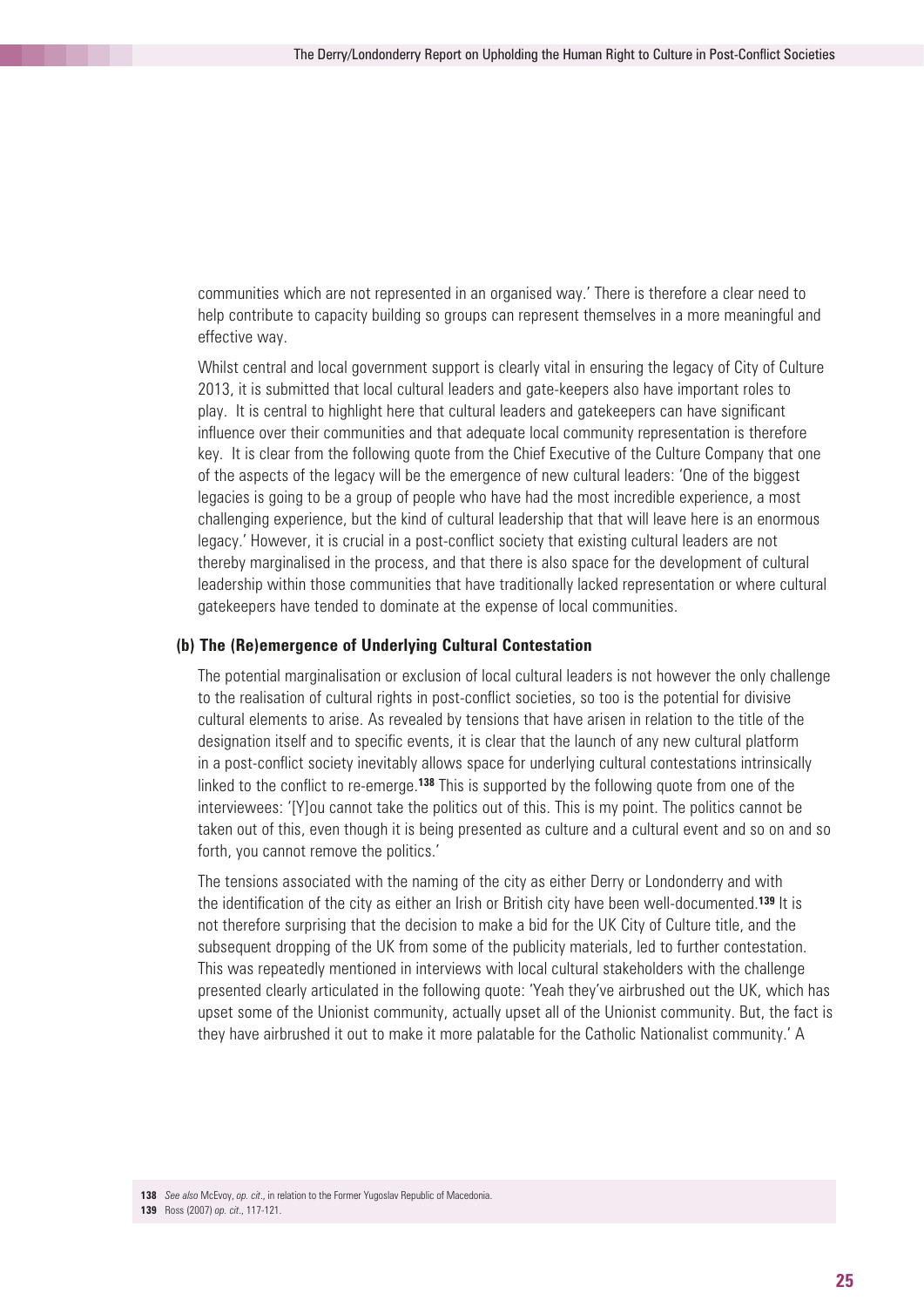communities which are not represented in an organised way.' There is therefore a clear need to help contribute to capacity building so groups can represent themselves in a more meaningful and effective way.

Whilst central and local government support is clearly vital in ensuring the legacy of City of Culture 2013, it is submitted that local cultural leaders and gate-keepers also have important roles to play. It is central to highlight here that cultural leaders and gatekeepers can have significant influence over their communities and that adequate local community representation is therefore key. It is clear from the following quote from the Chief Executive of the Culture Company that one of the aspects of the legacy will be the emergence of new cultural leaders: 'One of the biggest legacies is going to be a group of people who have had the most incredible experience, a most challenging experience, but the kind of cultural leadership that that will leave here is an enormous legacy.' However, it is crucial in a post-conflict society that existing cultural leaders are not thereby marginalised in the process, and that there is also space for the development of cultural leadership within those communities that have traditionally lacked representation or where cultural gatekeepers have tended to dominate at the expense of local communities.

### (b) The (Re)emergence of Underlying Cultural Contestation

The potential marginalisation or exclusion of local cultural leaders is not however the only challenge to the realisation of cultural rights in post-conflict societies, so too is the potential for divisive cultural elements to arise. As revealed by tensions that have arisen in relation to the title of the designation itself and to specific events, it is clear that the launch of any new cultural platform in a post-conflict society inevitably allows space for underlying cultural contestations intrinsically linked to the conflict to re-emerge.[138] This is supported by the following quote from one of the interviewees: '[Y]ou cannot take the politics out of this. This is my point. The politics cannot be taken out of this, even though it is being presented as culture and a cultural event and so on and so forth, you cannot remove the politics.'

The tensions associated with the naming of the city as either Derry or Londonderry and with the identification of the city as either an Irish or British city have been well-documented.[139] It is not therefore surprising that the decision to make a bid for the UK City of Culture title, and the subsequent dropping of the UK from some of the publicity materials, led to further contestation. This was repeatedly mentioned in interviews with local cultural stakeholders with the challenge presented clearly articulated in the following quote: 'Yeah they've airbrushed out the UK, which has upset some of the Unionist community, actually upset all of the Unionist community. But, the fact is they have airbrushed it out to make it more palatable for the Catholic Nationalist community.' A

---

**138** *See also* McEvoy, *op. cit.*, in relation to the Former Yugoslav Republic of Macedonia.

**139** Ross (2007) *op. cit.*, 117-121.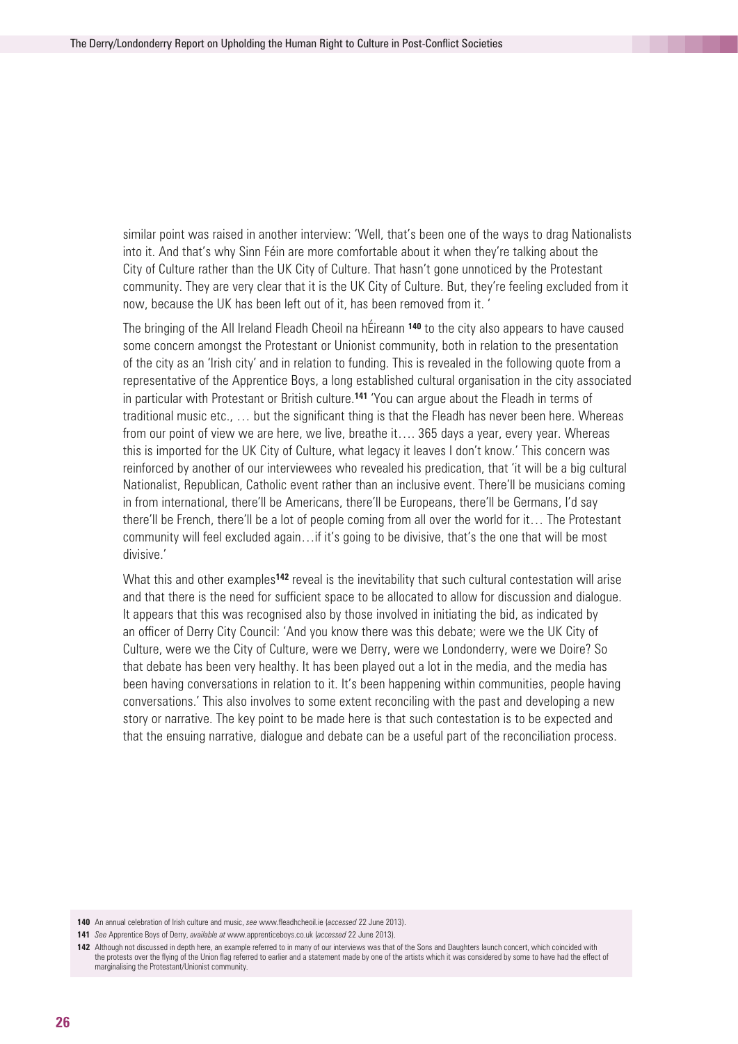similar point was raised in another interview: 'Well, that's been one of the ways to drag Nationalists into it. And that's why Sinn Féin are more comfortable about it when they're talking about the City of Culture rather than the UK City of Culture. That hasn't gone unnoticed by the Protestant community. They are very clear that it is the UK City of Culture. But, they're feeling excluded from it now, because the UK has been left out of it, has been removed from it. '

The bringing of the All Ireland Fleadh Cheoil na hÉireann [140] to the city also appears to have caused some concern amongst the Protestant or Unionist community, both in relation to the presentation of the city as an 'Irish city' and in relation to funding. This is revealed in the following quote from a representative of the Apprentice Boys, a long established cultural organisation in the city associated in particular with Protestant or British culture.[141] 'You can argue about the Fleadh in terms of traditional music etc., … but the significant thing is that the Fleadh has never been here. Whereas from our point of view we are here, we live, breathe it…. 365 days a year, every year. Whereas this is imported for the UK City of Culture, what legacy it leaves I don't know.' This concern was reinforced by another of our interviewees who revealed his predication, that 'it will be a big cultural Nationalist, Republican, Catholic event rather than an inclusive event. There'll be musicians coming in from international, there'll be Americans, there'll be Europeans, there'll be Germans, I'd say there'll be French, there'll be a lot of people coming from all over the world for it… The Protestant community will feel excluded again…if it's going to be divisive, that's the one that will be most divisive.'

What this and other examples[142] reveal is the inevitability that such cultural contestation will arise and that there is the need for sufficient space to be allocated to allow for discussion and dialogue. It appears that this was recognised also by those involved in initiating the bid, as indicated by an officer of Derry City Council: 'And you know there was this debate; were we the UK City of Culture, were we the City of Culture, were we Derry, were we Londonderry, were we Doire? So that debate has been very healthy. It has been played out a lot in the media, and the media has been having conversations in relation to it. It's been happening within communities, people having conversations.' This also involves to some extent reconciling with the past and developing a new story or narrative. The key point to be made here is that such contestation is to be expected and that the ensuing narrative, dialogue and debate can be a useful part of the reconciliation process.

**140** An annual celebration of Irish culture and music, *see* www.fleadhcheoil.ie (*accessed* 22 June 2013).

**141** *See* Apprentice Boys of Derry, *available at* www.apprenticeboys.co.uk (*accessed* 22 June 2013).

**142** Although not discussed in depth here, an example referred to in many of our interviews was that of the Sons and Daughters launch concert, which coincided with the protests over the flying of the Union flag referred to earlier and a statement made by one of the artists which it was considered by some to have had the effect of marginalising the Protestant/Unionist community.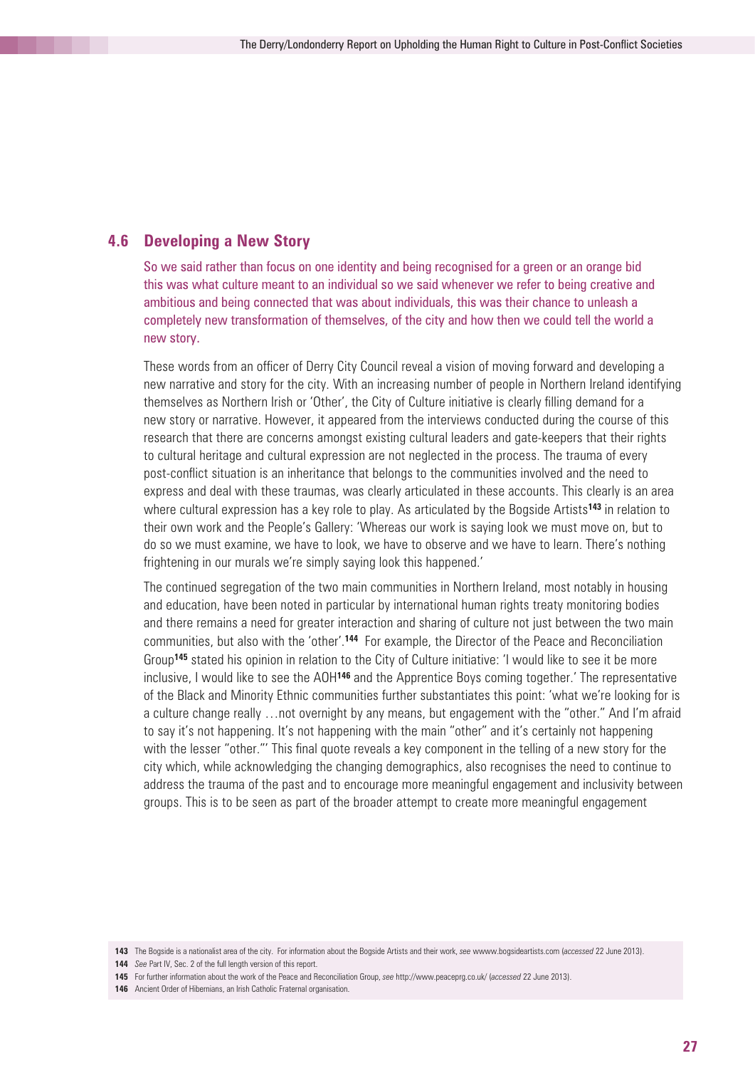### 4.6 Developing a New Story

So we said rather than focus on one identity and being recognised for a green or an orange bid this was what culture meant to an individual so we said whenever we refer to being creative and ambitious and being connected that was about individuals, this was their chance to unleash a completely new transformation of themselves, of the city and how then we could tell the world a new story.

These words from an officer of Derry City Council reveal a vision of moving forward and developing a new narrative and story for the city. With an increasing number of people in Northern Ireland identifying themselves as Northern Irish or 'Other', the City of Culture initiative is clearly filling demand for a new story or narrative. However, it appeared from the interviews conducted during the course of this research that there are concerns amongst existing cultural leaders and gate-keepers that their rights to cultural heritage and cultural expression are not neglected in the process. The trauma of every post-conflict situation is an inheritance that belongs to the communities involved and the need to express and deal with these traumas, was clearly articulated in these accounts. This clearly is an area where cultural expression has a key role to play. As articulated by the Bogside Artists[143] in relation to their own work and the People's Gallery: 'Whereas our work is saying look we must move on, but to do so we must examine, we have to look, we have to observe and we have to learn. There's nothing frightening in our murals we're simply saying look this happened.'

The continued segregation of the two main communities in Northern Ireland, most notably in housing and education, have been noted in particular by international human rights treaty monitoring bodies and there remains a need for greater interaction and sharing of culture not just between the two main communities, but also with the 'other'.[144] For example, the Director of the Peace and Reconciliation Group[145] stated his opinion in relation to the City of Culture initiative: 'I would like to see it be more inclusive, I would like to see the AOH[146] and the Apprentice Boys coming together.' The representative of the Black and Minority Ethnic communities further substantiates this point: 'what we're looking for is a culture change really …not overnight by any means, but engagement with the "other." And I'm afraid to say it's not happening. It's not happening with the main "other" and it's certainly not happening with the lesser "other."' This final quote reveals a key component in the telling of a new story for the city which, while acknowledging the changing demographics, also recognises the need to continue to address the trauma of the past and to encourage more meaningful engagement and inclusivity between groups. This is to be seen as part of the broader attempt to create more meaningful engagement

143 The Bogside is a nationalist area of the city. For information about the Bogside Artists and their work, *see* wwww.bogsideartists.com (*accessed* 22 June 2013).

144 *See* Part IV, Sec. 2 of the full length version of this report.

145 For further information about the work of the Peace and Reconciliation Group, *see* http://www.peaceprg.co.uk/ (*accessed* 22 June 2013).

146 Ancient Order of Hibernians, an Irish Catholic Fraternal organisation.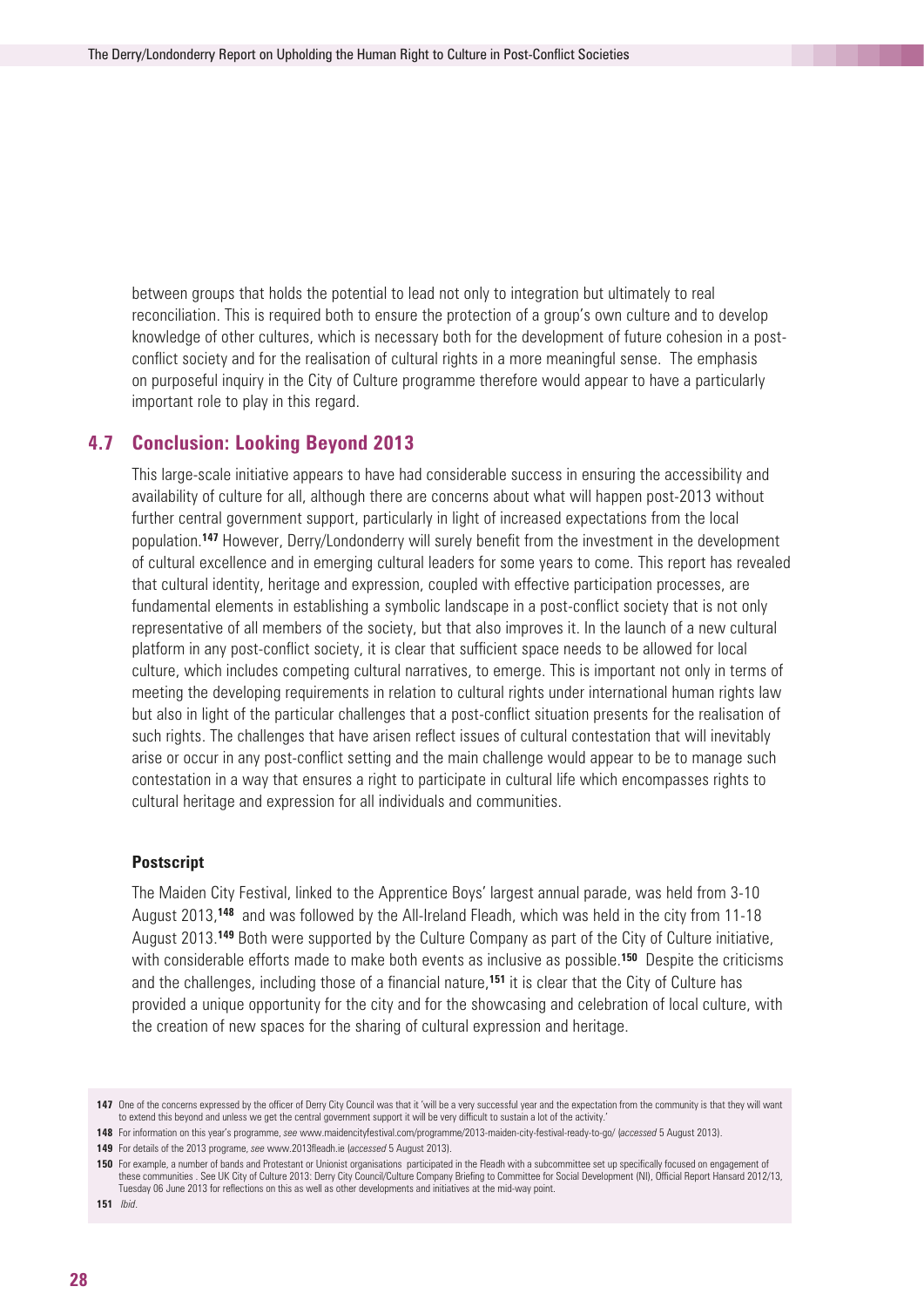between groups that holds the potential to lead not only to integration but ultimately to real reconciliation. This is required both to ensure the protection of a group's own culture and to develop knowledge of other cultures, which is necessary both for the development of future cohesion in a post-conflict society and for the realisation of cultural rights in a more meaningful sense. The emphasis on purposeful inquiry in the City of Culture programme therefore would appear to have a particularly important role to play in this regard.

## 4.7 Conclusion: Looking Beyond 2013

This large-scale initiative appears to have had considerable success in ensuring the accessibility and availability of culture for all, although there are concerns about what will happen post-2013 without further central government support, particularly in light of increased expectations from the local population.[147] However, Derry/Londonderry will surely benefit from the investment in the development of cultural excellence and in emerging cultural leaders for some years to come. This report has revealed that cultural identity, heritage and expression, coupled with effective participation processes, are fundamental elements in establishing a symbolic landscape in a post-conflict society that is not only representative of all members of the society, but that also improves it. In the launch of a new cultural platform in any post-conflict society, it is clear that sufficient space needs to be allowed for local culture, which includes competing cultural narratives, to emerge. This is important not only in terms of meeting the developing requirements in relation to cultural rights under international human rights law but also in light of the particular challenges that a post-conflict situation presents for the realisation of such rights. The challenges that have arisen reflect issues of cultural contestation that will inevitably arise or occur in any post-conflict setting and the main challenge would appear to be to manage such contestation in a way that ensures a right to participate in cultural life which encompasses rights to cultural heritage and expression for all individuals and communities.

### Postscript

The Maiden City Festival, linked to the Apprentice Boys' largest annual parade, was held from 3-10 August 2013,[148] and was followed by the All-Ireland Fleadh, which was held in the city from 11-18 August 2013.[149] Both were supported by the Culture Company as part of the City of Culture initiative, with considerable efforts made to make both events as inclusive as possible.[150] Despite the criticisms and the challenges, including those of a financial nature,[151] it is clear that the City of Culture has provided a unique opportunity for the city and for the showcasing and celebration of local culture, with the creation of new spaces for the sharing of cultural expression and heritage.

---

**147** One of the concerns expressed by the officer of Derry City Council was that it 'will be a very successful year and the expectation from the community is that they will want to extend this beyond and unless we get the central government support it will be very difficult to sustain a lot of the activity.'

**148** For information on this year's programme, *see* www.maidencityfestival.com/programme/2013-maiden-city-festival-ready-to-go/ (*accessed* 5 August 2013).

**149** For details of the 2013 programe, *see* www.2013fleadh.ie (*accessed* 5 August 2013).

**150** For example, a number of bands and Protestant or Unionist organisations participated in the Fleadh with a subcommittee set up specifically focused on engagement of these communities . See UK City of Culture 2013: Derry City Council/Culture Company Briefing to Committee for Social Development (NI), Official Report Hansard 2012/13, Tuesday 06 June 2013 for reflections on this as well as other developments and initiatives at the mid-way point.

**151** *Ibid*.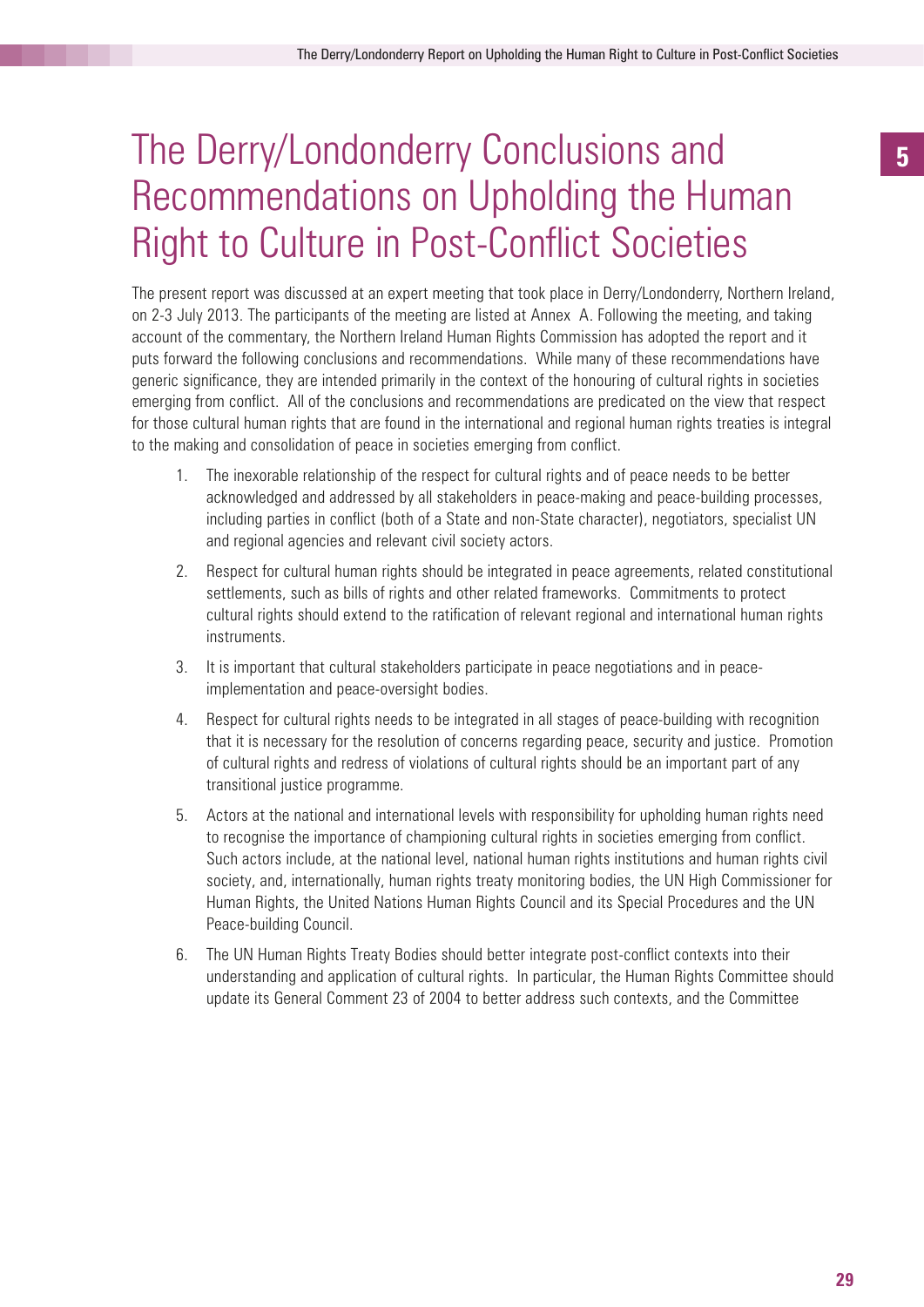# The Derry/Londonderry Conclusions and Recommendations on Upholding the Human Right to Culture in Post-Conflict Societies

The present report was discussed at an expert meeting that took place in Derry/Londonderry, Northern Ireland, on 2-3 July 2013. The participants of the meeting are listed at Annex A. Following the meeting, and taking account of the commentary, the Northern Ireland Human Rights Commission has adopted the report and it puts forward the following conclusions and recommendations. While many of these recommendations have generic significance, they are intended primarily in the context of the honouring of cultural rights in societies emerging from conflict. All of the conclusions and recommendations are predicated on the view that respect for those cultural human rights that are found in the international and regional human rights treaties is integral to the making and consolidation of peace in societies emerging from conflict.

1. The inexorable relationship of the respect for cultural rights and of peace needs to be better acknowledged and addressed by all stakeholders in peace-making and peace-building processes, including parties in conflict (both of a State and non-State character), negotiators, specialist UN and regional agencies and relevant civil society actors.

2. Respect for cultural human rights should be integrated in peace agreements, related constitutional settlements, such as bills of rights and other related frameworks. Commitments to protect cultural rights should extend to the ratification of relevant regional and international human rights instruments.

3. It is important that cultural stakeholders participate in peace negotiations and in peace-implementation and peace-oversight bodies.

4. Respect for cultural rights needs to be integrated in all stages of peace-building with recognition that it is necessary for the resolution of concerns regarding peace, security and justice. Promotion of cultural rights and redress of violations of cultural rights should be an important part of any transitional justice programme.

5. Actors at the national and international levels with responsibility for upholding human rights need to recognise the importance of championing cultural rights in societies emerging from conflict. Such actors include, at the national level, national human rights institutions and human rights civil society, and, internationally, human rights treaty monitoring bodies, the UN High Commissioner for Human Rights, the United Nations Human Rights Council and its Special Procedures and the UN Peace-building Council.

6. The UN Human Rights Treaty Bodies should better integrate post-conflict contexts into their understanding and application of cultural rights. In particular, the Human Rights Committee should update its General Comment 23 of 2004 to better address such contexts, and the Committee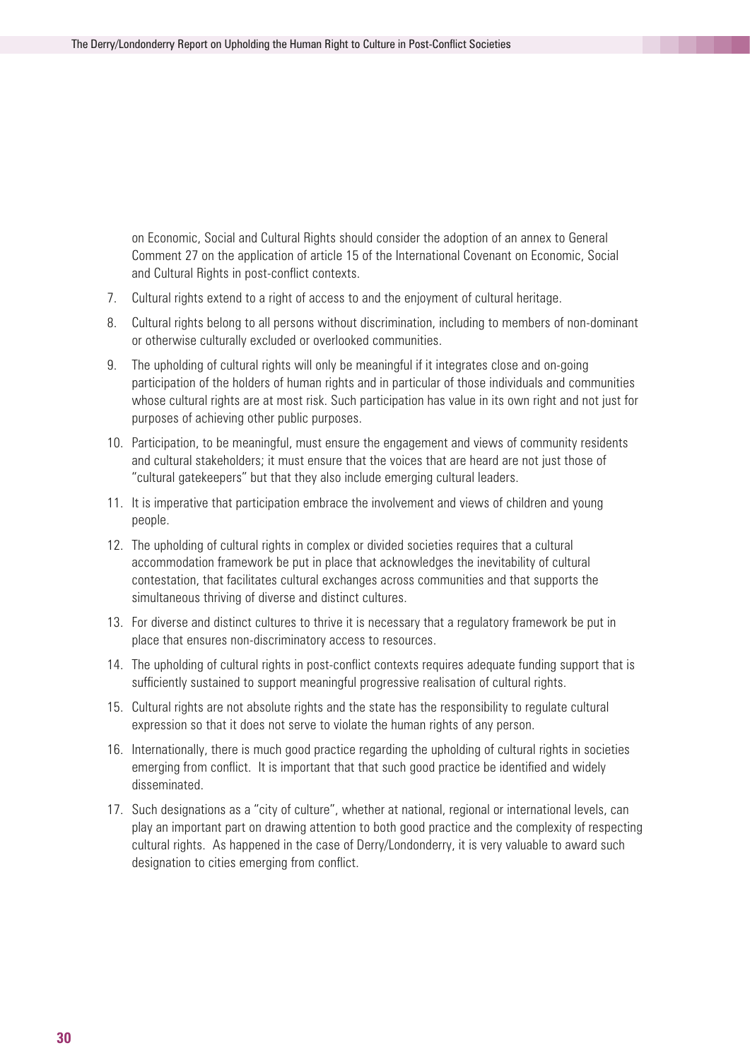on Economic, Social and Cultural Rights should consider the adoption of an annex to General Comment 27 on the application of article 15 of the International Covenant on Economic, Social and Cultural Rights in post-conflict contexts.

7. Cultural rights extend to a right of access to and the enjoyment of cultural heritage.

8. Cultural rights belong to all persons without discrimination, including to members of non-dominant or otherwise culturally excluded or overlooked communities.

9. The upholding of cultural rights will only be meaningful if it integrates close and on-going participation of the holders of human rights and in particular of those individuals and communities whose cultural rights are at most risk. Such participation has value in its own right and not just for purposes of achieving other public purposes.

10. Participation, to be meaningful, must ensure the engagement and views of community residents and cultural stakeholders; it must ensure that the voices that are heard are not just those of "cultural gatekeepers" but that they also include emerging cultural leaders.

11. It is imperative that participation embrace the involvement and views of children and young people.

12. The upholding of cultural rights in complex or divided societies requires that a cultural accommodation framework be put in place that acknowledges the inevitability of cultural contestation, that facilitates cultural exchanges across communities and that supports the simultaneous thriving of diverse and distinct cultures.

13. For diverse and distinct cultures to thrive it is necessary that a regulatory framework be put in place that ensures non-discriminatory access to resources.

14. The upholding of cultural rights in post-conflict contexts requires adequate funding support that is sufficiently sustained to support meaningful progressive realisation of cultural rights.

15. Cultural rights are not absolute rights and the state has the responsibility to regulate cultural expression so that it does not serve to violate the human rights of any person.

16. Internationally, there is much good practice regarding the upholding of cultural rights in societies emerging from conflict. It is important that that such good practice be identified and widely disseminated.

17. Such designations as a "city of culture", whether at national, regional or international levels, can play an important part on drawing attention to both good practice and the complexity of respecting cultural rights. As happened in the case of Derry/Londonderry, it is very valuable to award such designation to cities emerging from conflict.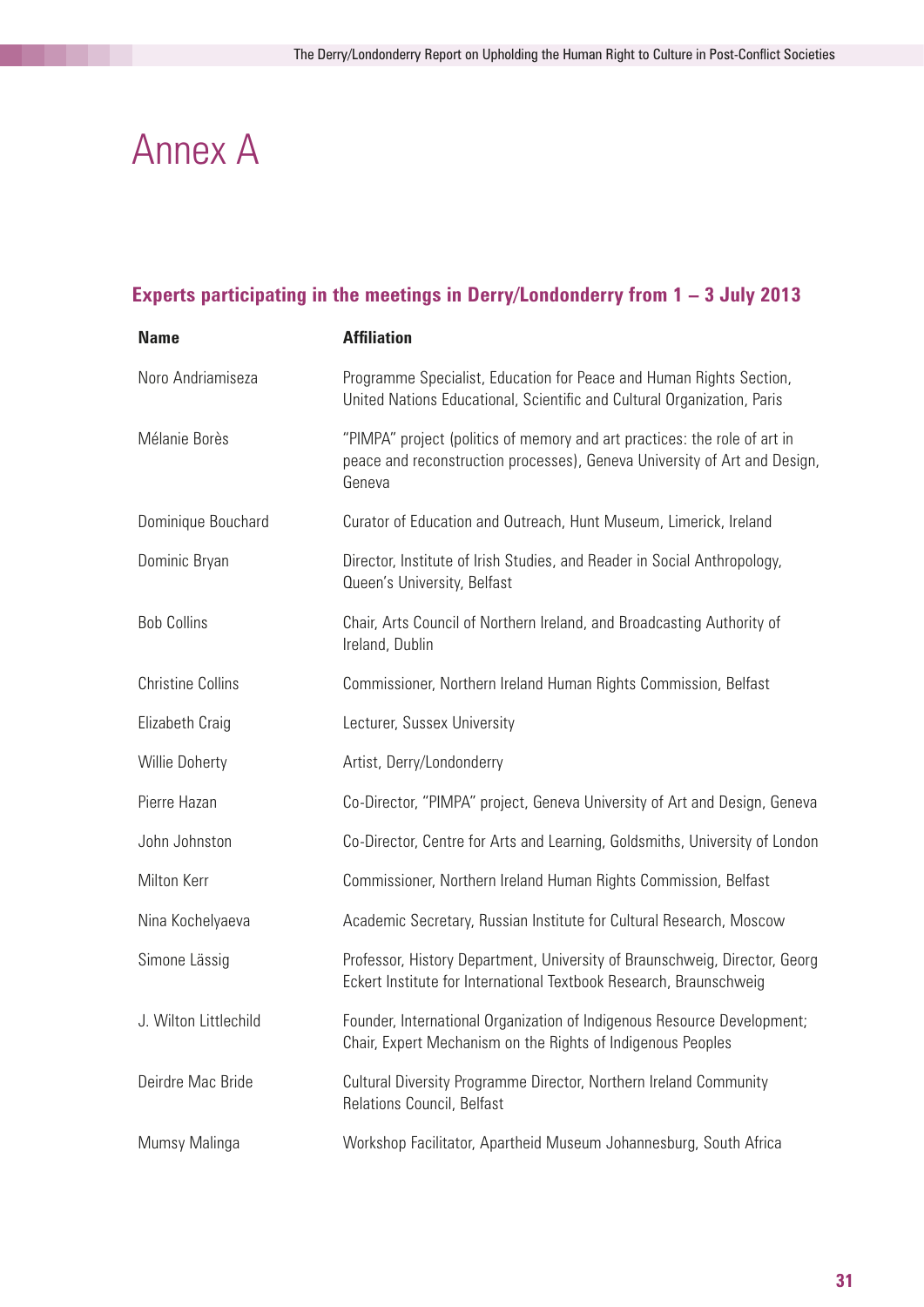# Annex A

## Experts participating in the meetings in Derry/Londonderry from 1 – 3 July 2013

| Name | Affiliation |
|---|---|
| Noro Andriamiseza | Programme Specialist, Education for Peace and Human Rights Section, United Nations Educational, Scientific and Cultural Organization, Paris |
| Mélanie Borès | "PIMPA" project (politics of memory and art practices: the role of art in peace and reconstruction processes), Geneva University of Art and Design, Geneva |
| Dominique Bouchard | Curator of Education and Outreach, Hunt Museum, Limerick, Ireland |
| Dominic Bryan | Director, Institute of Irish Studies, and Reader in Social Anthropology, Queen's University, Belfast |
| Bob Collins | Chair, Arts Council of Northern Ireland, and Broadcasting Authority of Ireland, Dublin |
| Christine Collins | Commissioner, Northern Ireland Human Rights Commission, Belfast |
| Elizabeth Craig | Lecturer, Sussex University |
| Willie Doherty | Artist, Derry/Londonderry |
| Pierre Hazan | Co-Director, "PIMPA" project, Geneva University of Art and Design, Geneva |
| John Johnston | Co-Director, Centre for Arts and Learning, Goldsmiths, University of London |
| Milton Kerr | Commissioner, Northern Ireland Human Rights Commission, Belfast |
| Nina Kochelyaeva | Academic Secretary, Russian Institute for Cultural Research, Moscow |
| Simone Lässig | Professor, History Department, University of Braunschweig, Director, Georg Eckert Institute for International Textbook Research, Braunschweig |
| J. Wilton Littlechild | Founder, International Organization of Indigenous Resource Development; Chair, Expert Mechanism on the Rights of Indigenous Peoples |
| Deirdre Mac Bride | Cultural Diversity Programme Director, Northern Ireland Community Relations Council, Belfast |
| Mumsy Malinga | Workshop Facilitator, Apartheid Museum Johannesburg, South Africa |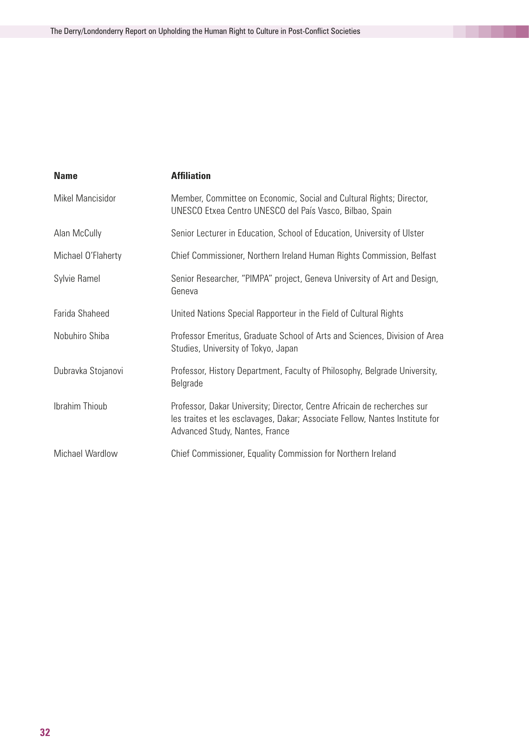| Name | Affiliation |
|---|---|
| Mikel Mancisidor | Member, Committee on Economic, Social and Cultural Rights; Director, UNESCO Etxea Centro UNESCO del País Vasco, Bilbao, Spain |
| Alan McCully | Senior Lecturer in Education, School of Education, University of Ulster |
| Michael O'Flaherty | Chief Commissioner, Northern Ireland Human Rights Commission, Belfast |
| Sylvie Ramel | Senior Researcher, "PIMPA" project, Geneva University of Art and Design, Geneva |
| Farida Shaheed | United Nations Special Rapporteur in the Field of Cultural Rights |
| Nobuhiro Shiba | Professor Emeritus, Graduate School of Arts and Sciences, Division of Area Studies, University of Tokyo, Japan |
| Dubravka Stojanovi | Professor, History Department, Faculty of Philosophy, Belgrade University, Belgrade |
| Ibrahim Thioub | Professor, Dakar University; Director, Centre Africain de recherches sur les traites et les esclavages, Dakar; Associate Fellow, Nantes Institute for Advanced Study, Nantes, France |
| Michael Wardlow | Chief Commissioner, Equality Commission for Northern Ireland |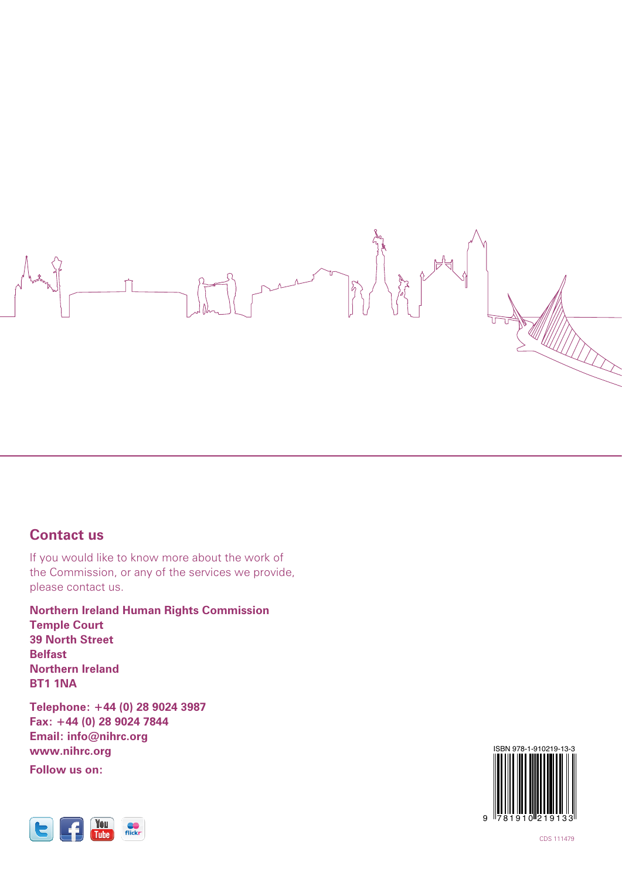## Contact us

If you would like to know more about the work of the Commission, or any of the services we provide, please contact us.

**Northern Ireland Human Rights Commission**
**Temple Court**
**39 North Street**
**Belfast**
**Northern Ireland**
**BT1 1NA**

**Telephone: +44 (0) 28 9024 3987**
**Fax: +44 (0) 28 9024 7844**
**Email: info@nihrc.org**
**www.nihrc.org**

**Follow us on:**

ISBN 978-1-910219-13-3

9 781910 219133

CDS 111479